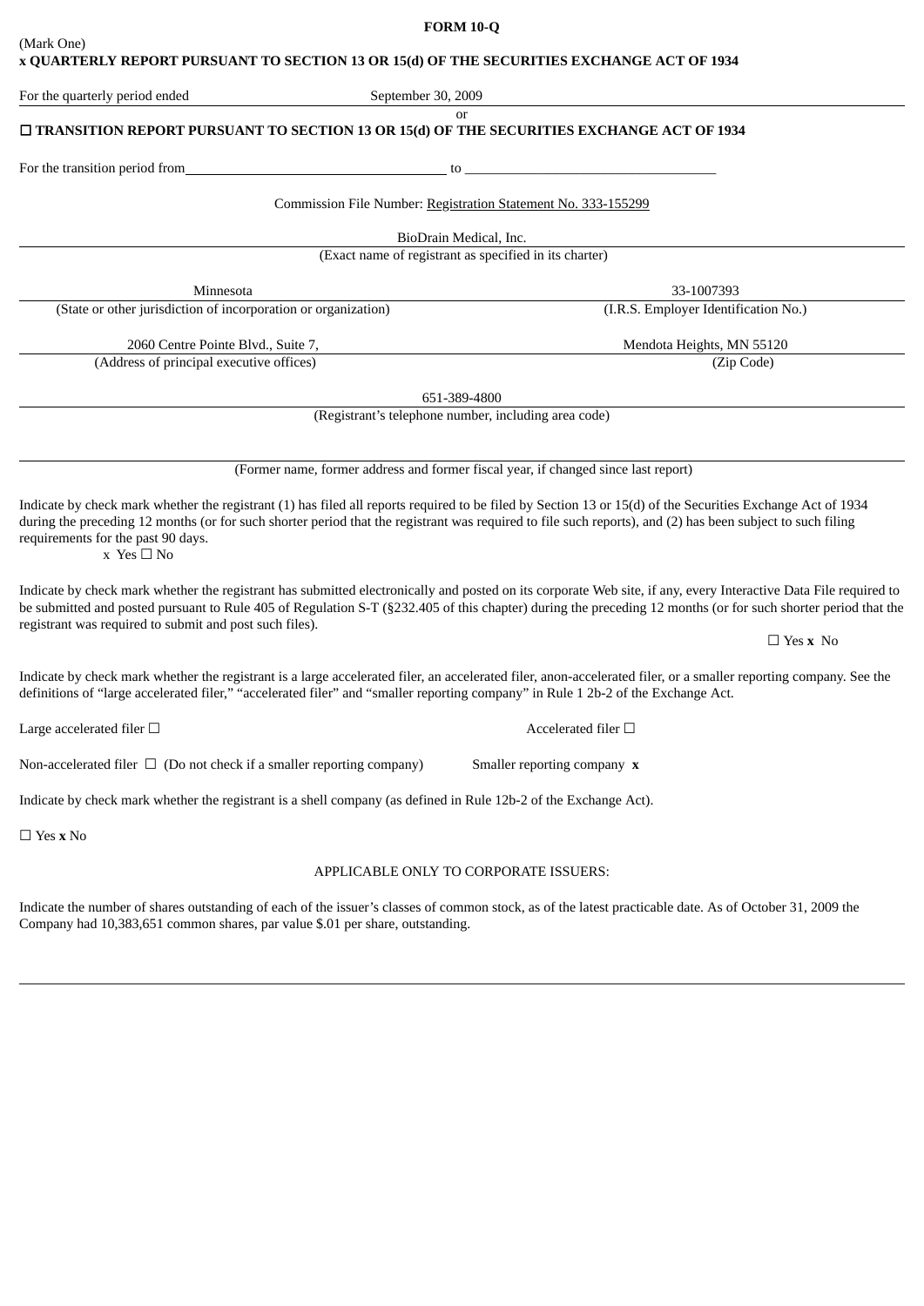**FORM 10-Q**

(Mark One)

**x QUARTERLY REPORT PURSUANT TO SECTION 13 OR 15(d) OF THE SECURITIES EXCHANGE ACT OF 1934**

For the quarterly period ended September 30, 2009

or

**☐ TRANSITION REPORT PURSUANT TO SECTION 13 OR 15(d) OF THE SECURITIES EXCHANGE ACT OF 1934**

For the transition period from \_\_\_\_\_\_\_\_\_\_\_\_\_\_\_\_ to \_\_\_\_\_\_\_\_\_\_\_\_\_\_\_\_

Commission File Number: Registration Statement No. 333-155299

BioDrain Medical, Inc.

(Exact name of registrant as specified in its charter)

| Minnesota | 33-1007393 |
|---|---|
| (State or other jurisdiction of incorporation or organization) | (I.R.S. Employer Identification No.) |

| 2060 Centre Pointe Blvd., Suite 7, | Mendota Heights, MN 55120 |
|---|---|
| (Address of principal executive offices) | (Zip Code) |

651-389-4800

(Registrant's telephone number, including area code)

(Former name, former address and former fiscal year, if changed since last report)

Indicate by check mark whether the registrant (1) has filed all reports required to be filed by Section 13 or 15(d) of the Securities Exchange Act of 1934 during the preceding 12 months (or for such shorter period that the registrant was required to file such reports), and (2) has been subject to such filing requirements for the past 90 days.

x Yes ☐ No

Indicate by check mark whether the registrant has submitted electronically and posted on its corporate Web site, if any, every Interactive Data File required to be submitted and posted pursuant to Rule 405 of Regulation S-T (§232.405 of this chapter) during the preceding 12 months (or for such shorter period that the registrant was required to submit and post such files).

☐ Yes **x** No

Indicate by check mark whether the registrant is a large accelerated filer, an accelerated filer, anon-accelerated filer, or a smaller reporting company. See the definitions of "large accelerated filer," "accelerated filer" and "smaller reporting company" in Rule 1 2b-2 of the Exchange Act.

Large accelerated filer ☐ Accelerated filer ☐

Non-accelerated filer ☐ (Do not check if a smaller reporting company) Smaller reporting company **x**

Indicate by check mark whether the registrant is a shell company (as defined in Rule 12b-2 of the Exchange Act).

☐ Yes **x** No

APPLICABLE ONLY TO CORPORATE ISSUERS:

Indicate the number of shares outstanding of each of the issuer's classes of common stock, as of the latest practicable date. As of October 31, 2009 the Company had 10,383,651 common shares, par value $.01 per share, outstanding.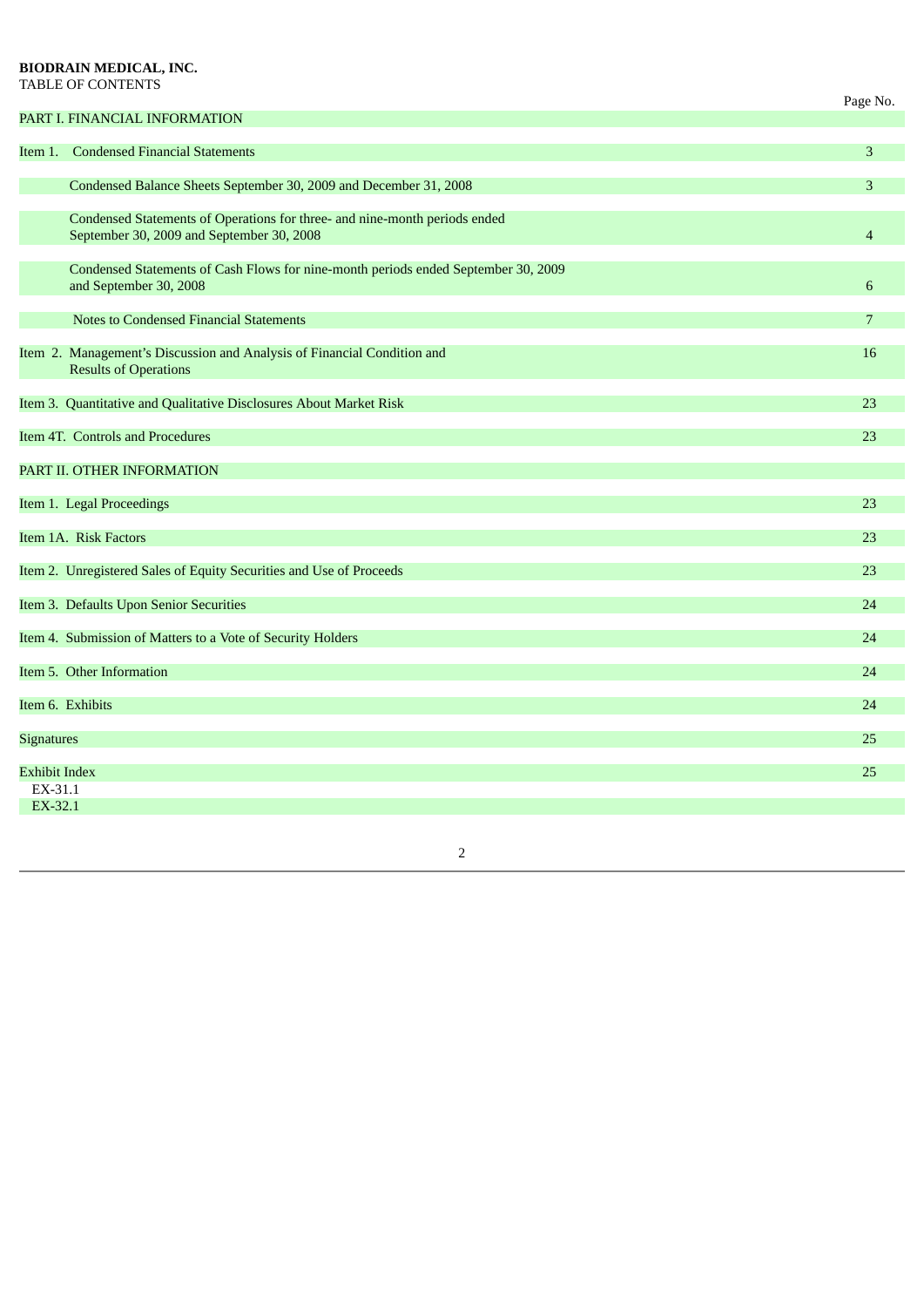**BIODRAIN MEDICAL, INC.**
TABLE OF CONTENTS

| | Page No. |
|---|---|
| PART I. FINANCIAL INFORMATION | |
| Item 1. Condensed Financial Statements | 3 |
| Condensed Balance Sheets September 30, 2009 and December 31, 2008 | 3 |
| Condensed Statements of Operations for three- and nine-month periods ended September 30, 2009 and September 30, 2008 | 4 |
| Condensed Statements of Cash Flows for nine-month periods ended September 30, 2009 and September 30, 2008 | 6 |
| Notes to Condensed Financial Statements | 7 |
| Item 2. Management's Discussion and Analysis of Financial Condition and Results of Operations | 16 |
| Item 3. Quantitative and Qualitative Disclosures About Market Risk | 23 |
| Item 4T. Controls and Procedures | 23 |
| PART II. OTHER INFORMATION | |
| Item 1. Legal Proceedings | 23 |
| Item 1A. Risk Factors | 23 |
| Item 2. Unregistered Sales of Equity Securities and Use of Proceeds | 23 |
| Item 3. Defaults Upon Senior Securities | 24 |
| Item 4. Submission of Matters to a Vote of Security Holders | 24 |
| Item 5. Other Information | 24 |
| Item 6. Exhibits | 24 |
| Signatures | 25 |
| Exhibit Index | 25 |
| EX-31.1 | |
| EX-32.1 | |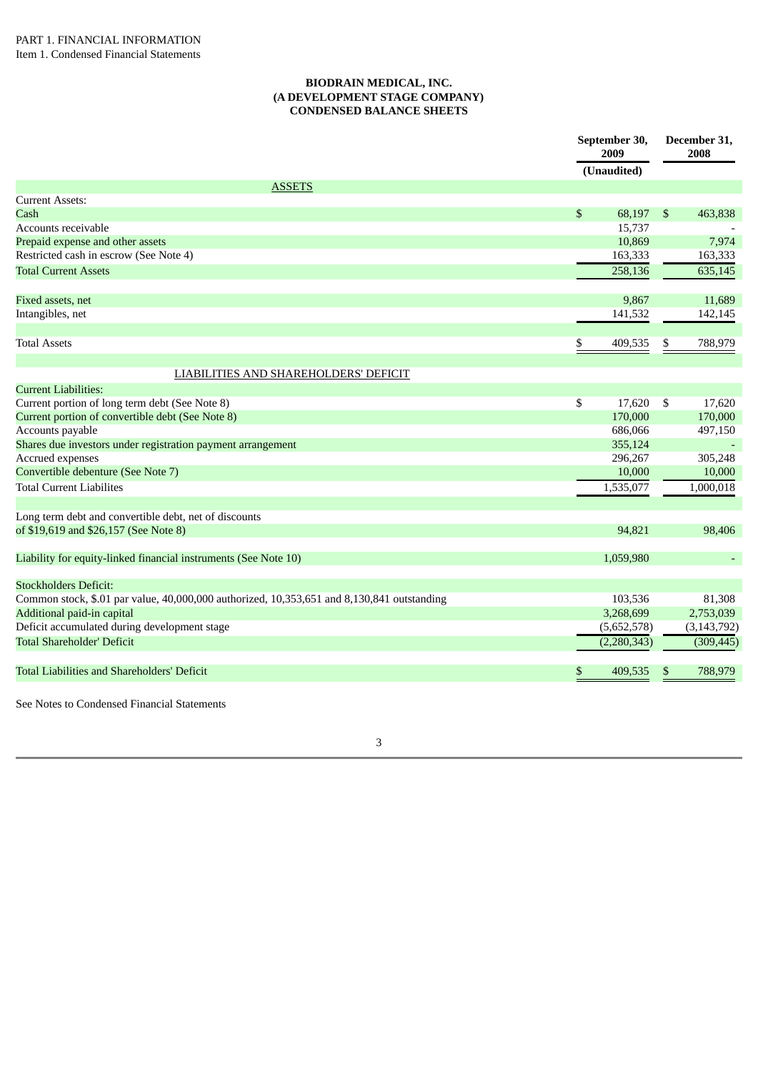PART 1. FINANCIAL INFORMATION

Item 1. Condensed Financial Statements

**BIODRAIN MEDICAL, INC.**
**(A DEVELOPMENT STAGE COMPANY)**
**CONDENSED BALANCE SHEETS**

| | September 30, 2009 | December 31, 2008 |
|---|---|---|
| | (Unaudited) | |
| ASSETS | | |
| Current Assets: | | |
| Cash | $ 68,197 | $ 463,838 |
| Accounts receivable | 15,737 | - |
| Prepaid expense and other assets | 10,869 | 7,974 |
| Restricted cash in escrow (See Note 4) | 163,333 | 163,333 |
| Total Current Assets | 258,136 | 635,145 |
| | | |
| Fixed assets, net | 9,867 | 11,689 |
| Intangibles, net | 141,532 | 142,145 |
| | | |
| Total Assets | $ 409,535 | $ 788,979 |
| | | |
| LIABILITIES AND SHAREHOLDERS' DEFICIT | | |
| Current Liabilities: | | |
| Current portion of long term debt (See Note 8) | $ 17,620 | $ 17,620 |
| Current portion of convertible debt (See Note 8) | 170,000 | 170,000 |
| Accounts payable | 686,066 | 497,150 |
| Shares due investors under registration payment arrangement | 355,124 | - |
| Accrued expenses | 296,267 | 305,248 |
| Convertible debenture (See Note 7) | 10,000 | 10,000 |
| Total Current Liabilites | 1,535,077 | 1,000,018 |
| | | |
| Long term debt and convertible debt, net of discounts of $19,619 and $26,157 (See Note 8) | 94,821 | 98,406 |
| | | |
| Liability for equity-linked financial instruments (See Note 10) | 1,059,980 | - |
| | | |
| Stockholders Deficit: | | |
| Common stock, $.01 par value, 40,000,000 authorized, 10,353,651 and 8,130,841 outstanding | 103,536 | 81,308 |
| Additional paid-in capital | 3,268,699 | 2,753,039 |
| Deficit accumulated during development stage | (5,652,578) | (3,143,792) |
| Total Shareholder' Deficit | (2,280,343) | (309,445) |
| | | |
| Total Liabilities and Shareholders' Deficit | $ 409,535 | $ 788,979 |

See Notes to Condensed Financial Statements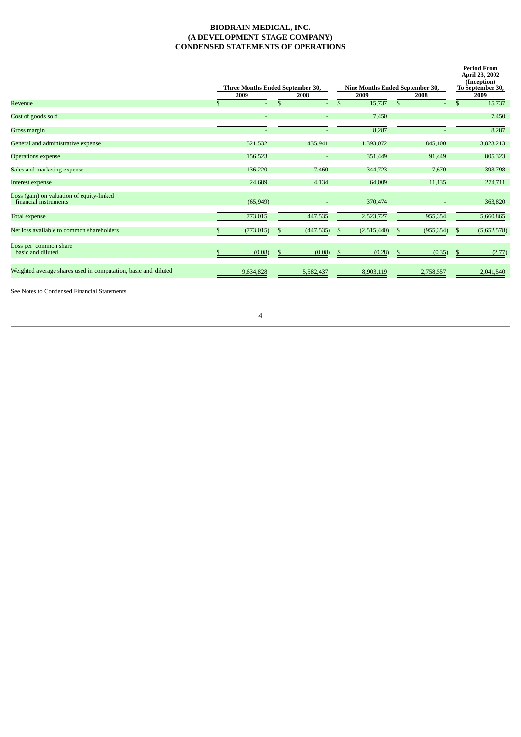**BIODRAIN MEDICAL, INC.**
**(A DEVELOPMENT STAGE COMPANY)**
**CONDENSED STATEMENTS OF OPERATIONS**

| | Three Months Ended September 30, 2009 | Three Months Ended September 30, 2008 | Nine Months Ended September 30, 2009 | Nine Months Ended September 30, 2008 | Period From April 23, 2002 (Inception) To September 30, 2009 |
|---|---|---|---|---|---|
| Revenue | $ - | $ - | $ 15,737 | $ - | $ 15,737 |
| Cost of goods sold | - | - | 7,450 | | 7,450 |
| Gross margin | - | - | 8,287 | - | 8,287 |
| General and administrative expense | 521,532 | 435,941 | 1,393,072 | 845,100 | 3,823,213 |
| Operations expense | 156,523 | - | 351,449 | 91,449 | 805,323 |
| Sales and marketing expense | 136,220 | 7,460 | 344,723 | 7,670 | 393,798 |
| Interest expense | 24,689 | 4,134 | 64,009 | 11,135 | 274,711 |
| Loss (gain) on valuation of equity-linked financial instruments | (65,949) | - | 370,474 | - | 363,820 |
| Total expense | 773,015 | 447,535 | 2,523,727 | 955,354 | 5,660,865 |
| Net loss available to common shareholders | $ (773,015) | $ (447,535) | $ (2,515,440) | $ (955,354) | $ (5,652,578) |
| Loss per common share basic and diluted | $ (0.08) | $ (0.08) | $ (0.28) | $ (0.35) | $ (2.77) |
| Weighted average shares used in computation, basic and diluted | 9,634,828 | 5,582,437 | 8,903,119 | 2,758,557 | 2,041,540 |

See Notes to Condensed Financial Statements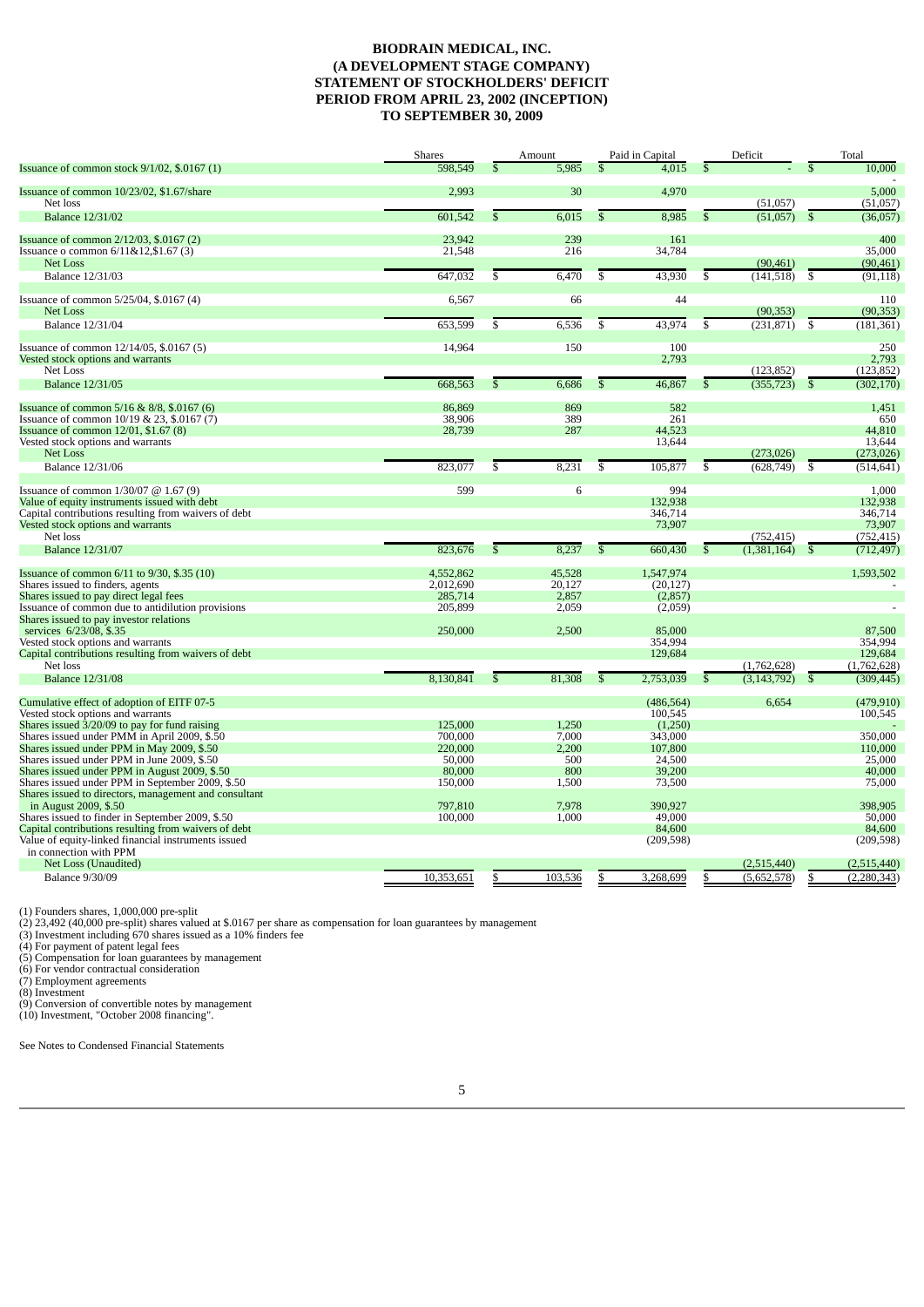# BIODRAIN MEDICAL, INC.
# (A DEVELOPMENT STAGE COMPANY)
# STATEMENT OF STOCKHOLDERS' DEFICIT
# PERIOD FROM APRIL 23, 2002 (INCEPTION) TO SEPTEMBER 30, 2009

| | Shares | Amount | Paid in Capital | Deficit | Total |
|---|---|---|---|---|---|
| Issuance of common stock 9/1/02, $.0167 (1) | 598,549 | $ 5,985 | $ 4,015 | $ - | $ 10,000 |
| | | | | | - |
| Issuance of common 10/23/02, $1.67/share | 2,993 | 30 | 4,970 | | 5,000 |
| Net loss | | | | (51,057) | (51,057) |
| Balance 12/31/02 | 601,542 | $ 6,015 | $ 8,985 | $ (51,057) | $ (36,057) |
| Issuance of common 2/12/03, $.0167 (2) | 23,942 | 239 | 161 | | 400 |
| Issuance o common 6/11&12,$1.67 (3) | 21,548 | 216 | 34,784 | | 35,000 |
| Net Loss | | | | (90,461) | (90,461) |
| Balance 12/31/03 | 647,032 | $ 6,470 | $ 43,930 | $ (141,518) | $ (91,118) |
| Issuance of common 5/25/04, $.0167 (4) | 6,567 | 66 | 44 | | 110 |
| Net Loss | | | | (90,353) | (90,353) |
| Balance 12/31/04 | 653,599 | $ 6,536 | $ 43,974 | $ (231,871) | $ (181,361) |
| Issuance of common 12/14/05, $.0167 (5) | 14,964 | 150 | 100 | | 250 |
| Vested stock options and warrants | | | 2,793 | | 2,793 |
| Net Loss | | | | (123,852) | (123,852) |
| Balance 12/31/05 | 668,563 | $ 6,686 | $ 46,867 | $ (355,723) | $ (302,170) |
| Issuance of common 5/16 & 8/8, $.0167 (6) | 86,869 | 869 | 582 | | 1,451 |
| Issuance of common 10/19 & 23, $.0167 (7) | 38,906 | 389 | 261 | | 650 |
| Issuance of common 12/01, $1.67 (8) | 28,739 | 287 | 44,523 | | 44,810 |
| Vested stock options and warrants | | | 13,644 | | 13,644 |
| Net Loss | | | | (273,026) | (273,026) |
| Balance 12/31/06 | 823,077 | $ 8,231 | $ 105,877 | $ (628,749) | $ (514,641) |
| Issuance of common 1/30/07 @ 1.67 (9) | 599 | 6 | 994 | | 1,000 |
| Value of equity instruments issued with debt | | | 132,938 | | 132,938 |
| Capital contributions resulting from waivers of debt | | | 346,714 | | 346,714 |
| Vested stock options and warrants | | | 73,907 | | 73,907 |
| Net loss | | | | (752,415) | (752,415) |
| Balance 12/31/07 | 823,676 | $ 8,237 | $ 660,430 | $ (1,381,164) | $ (712,497) |
| Issuance of common 6/11 to 9/30, $.35 (10) | 4,552,862 | 45,528 | 1,547,974 | | 1,593,502 |
| Shares issued to finders, agents | 2,012,690 | 20,127 | (20,127) | | - |
| Shares issued to pay direct legal fees | 285,714 | 2,857 | (2,857) | | |
| Issuance of common due to antidilution provisions | 205,899 | 2,059 | (2,059) | | - |
| Shares issued to pay investor relations services 6/23/08, $.35 | 250,000 | 2,500 | 85,000 | | 87,500 |
| Vested stock options and warrants | | | 354,994 | | 354,994 |
| Capital contributions resulting from waivers of debt | | | 129,684 | | 129,684 |
| Net loss | | | | (1,762,628) | (1,762,628) |
| Balance 12/31/08 | 8,130,841 | $ 81,308 | $ 2,753,039 | $ (3,143,792) | $ (309,445) |
| Cumulative effect of adoption of EITF 07-5 | | | (486,564) | 6,654 | (479,910) |
| Vested stock options and warrants | | | 100,545 | | 100,545 |
| Shares issued 3/20/09 to pay for fund raising | 125,000 | 1,250 | (1,250) | | - |
| Shares issued under PMM in April 2009, $.50 | 700,000 | 7,000 | 343,000 | | 350,000 |
| Shares issued under PPM in May 2009, $.50 | 220,000 | 2,200 | 107,800 | | 110,000 |
| Shares issued under PPM in June 2009, $.50 | 50,000 | 500 | 24,500 | | 25,000 |
| Shares issued under PPM in August 2009, $.50 | 80,000 | 800 | 39,200 | | 40,000 |
| Shares issued under PPM in September 2009, $.50 | 150,000 | 1,500 | 73,500 | | 75,000 |
| Shares issued to directors, management and consultant in August 2009, $.50 | 797,810 | 7,978 | 390,927 | | 398,905 |
| Shares issued to finder in September 2009, $.50 | 100,000 | 1,000 | 49,000 | | 50,000 |
| Capital contributions resulting from waivers of debt | | | 84,600 | | 84,600 |
| Value of equity-linked financial instruments issued in connection with PPM | | | (209,598) | | (209,598) |
| Net Loss (Unaudited) | | | | (2,515,440) | (2,515,440) |
| Balance 9/30/09 | 10,353,651 | $ 103,536 | $ 3,268,699 | $ (5,652,578) | $ (2,280,343) |

(1) Founders shares, 1,000,000 pre-split
(2) 23,492 (40,000 pre-split) shares valued at $.0167 per share as compensation for loan guarantees by management
(3) Investment including 670 shares issued as a 10% finders fee
(4) For payment of patent legal fees
(5) Compensation for loan guarantees by management
(6) For vendor contractual consideration
(7) Employment agreements
(8) Investment
(9) Conversion of convertible notes by management
(10) Investment, "October 2008 financing".

See Notes to Condensed Financial Statements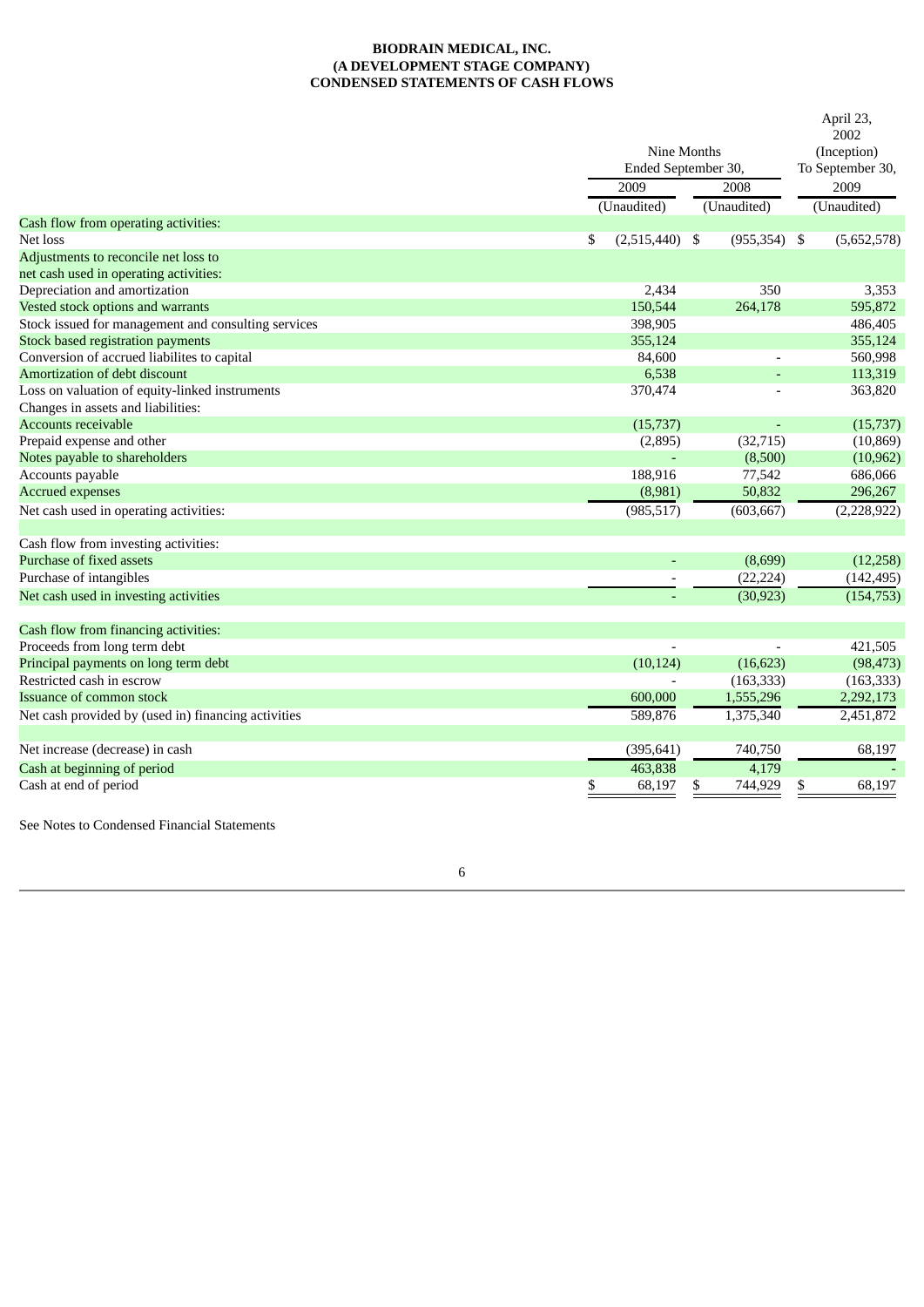**BIODRAIN MEDICAL, INC.**
**(A DEVELOPMENT STAGE COMPANY)**
**CONDENSED STATEMENTS OF CASH FLOWS**

| | Nine Months Ended September 30, | | April 23, 2002 (Inception) To September 30, |
|---|---|---|---|
| | 2009 | 2008 | 2009 |
| | (Unaudited) | (Unaudited) | (Unaudited) |
| Cash flow from operating activities: | | | |
| Net loss | $ (2,515,440) | $ (955,354) | $ (5,652,578) |
| Adjustments to reconcile net loss to net cash used in operating activities: | | | |
| Depreciation and amortization | 2,434 | 350 | 3,353 |
| Vested stock options and warrants | 150,544 | 264,178 | 595,872 |
| Stock issued for management and consulting services | 398,905 | | 486,405 |
| Stock based registration payments | 355,124 | | 355,124 |
| Conversion of accrued liabilites to capital | 84,600 | - | 560,998 |
| Amortization of debt discount | 6,538 | - | 113,319 |
| Loss on valuation of equity-linked instruments | 370,474 | - | 363,820 |
| Changes in assets and liabilities: | | | |
| Accounts receivable | (15,737) | - | (15,737) |
| Prepaid expense and other | (2,895) | (32,715) | (10,869) |
| Notes payable to shareholders | - | (8,500) | (10,962) |
| Accounts payable | 188,916 | 77,542 | 686,066 |
| Accrued expenses | (8,981) | 50,832 | 296,267 |
| Net cash used in operating activities: | (985,517) | (603,667) | (2,228,922) |
| | | | |
| Cash flow from investing activities: | | | |
| Purchase of fixed assets | - | (8,699) | (12,258) |
| Purchase of intangibles | - | (22,224) | (142,495) |
| Net cash used in investing activities | - | (30,923) | (154,753) |
| | | | |
| Cash flow from financing activities: | | | |
| Proceeds from long term debt | - | - | 421,505 |
| Principal payments on long term debt | (10,124) | (16,623) | (98,473) |
| Restricted cash in escrow | - | (163,333) | (163,333) |
| Issuance of common stock | 600,000 | 1,555,296 | 2,292,173 |
| Net cash provided by (used in) financing activities | 589,876 | 1,375,340 | 2,451,872 |
| | | | |
| Net increase (decrease) in cash | (395,641) | 740,750 | 68,197 |
| Cash at beginning of period | 463,838 | 4,179 | - |
| Cash at end of period | $ 68,197 | $ 744,929 | $ 68,197 |

See Notes to Condensed Financial Statements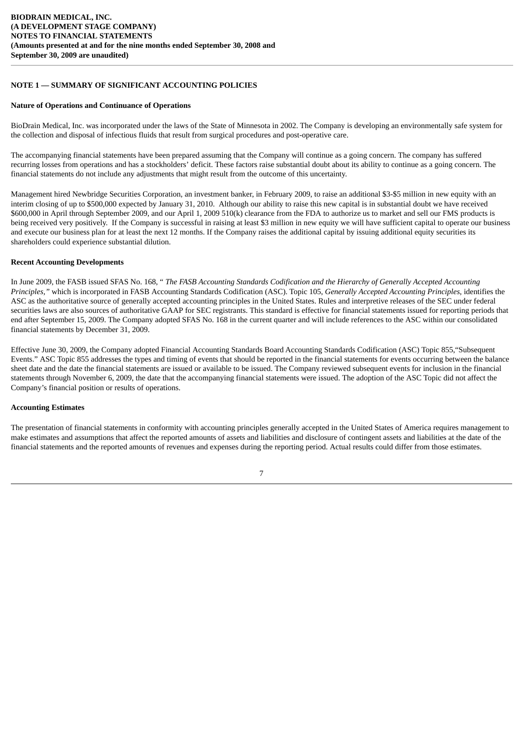**BIODRAIN MEDICAL, INC.**
**(A DEVELOPMENT STAGE COMPANY)**
**NOTES TO FINANCIAL STATEMENTS**
**(Amounts presented at and for the nine months ended September 30, 2008 and September 30, 2009 are unaudited)**

## NOTE 1 — SUMMARY OF SIGNIFICANT ACCOUNTING POLICIES

### Nature of Operations and Continuance of Operations

BioDrain Medical, Inc. was incorporated under the laws of the State of Minnesota in 2002. The Company is developing an environmentally safe system for the collection and disposal of infectious fluids that result from surgical procedures and post-operative care.

The accompanying financial statements have been prepared assuming that the Company will continue as a going concern. The company has suffered recurring losses from operations and has a stockholders' deficit. These factors raise substantial doubt about its ability to continue as a going concern. The financial statements do not include any adjustments that might result from the outcome of this uncertainty.

Management hired Newbridge Securities Corporation, an investment banker, in February 2009, to raise an additional $3-$5 million in new equity with an interim closing of up to $500,000 expected by January 31, 2010. Although our ability to raise this new capital is in substantial doubt we have received $600,000 in April through September 2009, and our April 1, 2009 510(k) clearance from the FDA to authorize us to market and sell our FMS products is being received very positively. If the Company is successful in raising at least $3 million in new equity we will have sufficient capital to operate our business and execute our business plan for at least the next 12 months. If the Company raises the additional capital by issuing additional equity securities its shareholders could experience substantial dilution.

### Recent Accounting Developments

In June 2009, the FASB issued SFAS No. 168, " *The FASB Accounting Standards Codification and the Hierarchy of Generally Accepted Accounting Principles,"* which is incorporated in FASB Accounting Standards Codification (ASC). Topic 105, *Generally Accepted Accounting Principles*, identifies the ASC as the authoritative source of generally accepted accounting principles in the United States. Rules and interpretive releases of the SEC under federal securities laws are also sources of authoritative GAAP for SEC registrants. This standard is effective for financial statements issued for reporting periods that end after September 15, 2009. The Company adopted SFAS No. 168 in the current quarter and will include references to the ASC within our consolidated financial statements by December 31, 2009.

Effective June 30, 2009, the Company adopted Financial Accounting Standards Board Accounting Standards Codification (ASC) Topic 855,"Subsequent Events." ASC Topic 855 addresses the types and timing of events that should be reported in the financial statements for events occurring between the balance sheet date and the date the financial statements are issued or available to be issued. The Company reviewed subsequent events for inclusion in the financial statements through November 6, 2009, the date that the accompanying financial statements were issued. The adoption of the ASC Topic did not affect the Company's financial position or results of operations.

### Accounting Estimates

The presentation of financial statements in conformity with accounting principles generally accepted in the United States of America requires management to make estimates and assumptions that affect the reported amounts of assets and liabilities and disclosure of contingent assets and liabilities at the date of the financial statements and the reported amounts of revenues and expenses during the reporting period. Actual results could differ from those estimates.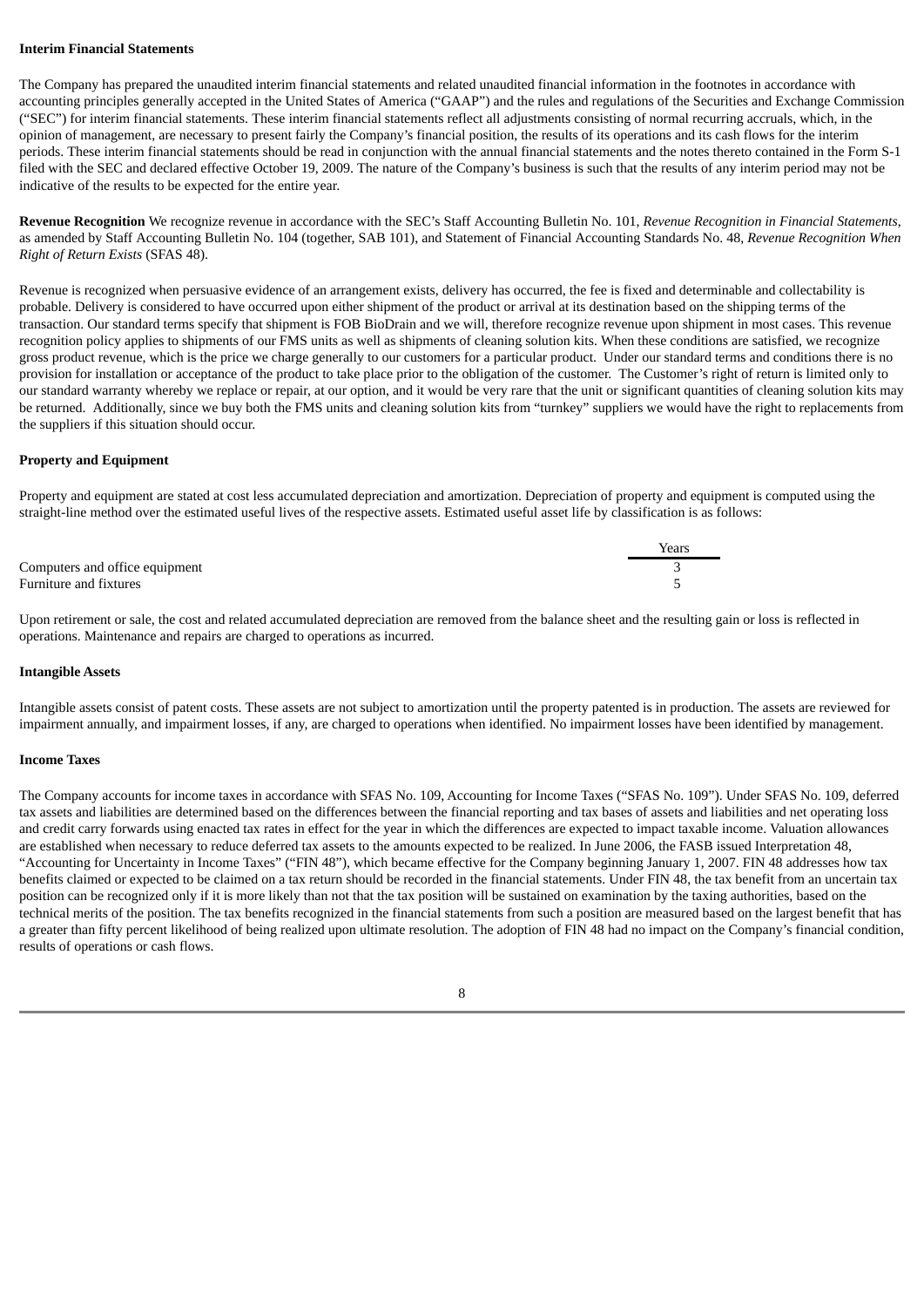**Interim Financial Statements**

The Company has prepared the unaudited interim financial statements and related unaudited financial information in the footnotes in accordance with accounting principles generally accepted in the United States of America ("GAAP") and the rules and regulations of the Securities and Exchange Commission ("SEC") for interim financial statements. These interim financial statements reflect all adjustments consisting of normal recurring accruals, which, in the opinion of management, are necessary to present fairly the Company's financial position, the results of its operations and its cash flows for the interim periods. These interim financial statements should be read in conjunction with the annual financial statements and the notes thereto contained in the Form S-1 filed with the SEC and declared effective October 19, 2009. The nature of the Company's business is such that the results of any interim period may not be indicative of the results to be expected for the entire year.

**Revenue Recognition** We recognize revenue in accordance with the SEC's Staff Accounting Bulletin No. 101, *Revenue Recognition in Financial Statements*, as amended by Staff Accounting Bulletin No. 104 (together, SAB 101), and Statement of Financial Accounting Standards No. 48, *Revenue Recognition When Right of Return Exists* (SFAS 48).

Revenue is recognized when persuasive evidence of an arrangement exists, delivery has occurred, the fee is fixed and determinable and collectability is probable. Delivery is considered to have occurred upon either shipment of the product or arrival at its destination based on the shipping terms of the transaction. Our standard terms specify that shipment is FOB BioDrain and we will, therefore recognize revenue upon shipment in most cases. This revenue recognition policy applies to shipments of our FMS units as well as shipments of cleaning solution kits. When these conditions are satisfied, we recognize gross product revenue, which is the price we charge generally to our customers for a particular product. Under our standard terms and conditions there is no provision for installation or acceptance of the product to take place prior to the obligation of the customer. The Customer's right of return is limited only to our standard warranty whereby we replace or repair, at our option, and it would be very rare that the unit or significant quantities of cleaning solution kits may be returned. Additionally, since we buy both the FMS units and cleaning solution kits from "turnkey" suppliers we would have the right to replacements from the suppliers if this situation should occur.

**Property and Equipment**

Property and equipment are stated at cost less accumulated depreciation and amortization. Depreciation of property and equipment is computed using the straight-line method over the estimated useful lives of the respective assets. Estimated useful asset life by classification is as follows:

| | Years |
|---|---|
| Computers and office equipment | 3 |
| Furniture and fixtures | 5 |

Upon retirement or sale, the cost and related accumulated depreciation are removed from the balance sheet and the resulting gain or loss is reflected in operations. Maintenance and repairs are charged to operations as incurred.

**Intangible Assets**

Intangible assets consist of patent costs. These assets are not subject to amortization until the property patented is in production. The assets are reviewed for impairment annually, and impairment losses, if any, are charged to operations when identified. No impairment losses have been identified by management.

**Income Taxes**

The Company accounts for income taxes in accordance with SFAS No. 109, Accounting for Income Taxes ("SFAS No. 109"). Under SFAS No. 109, deferred tax assets and liabilities are determined based on the differences between the financial reporting and tax bases of assets and liabilities and net operating loss and credit carry forwards using enacted tax rates in effect for the year in which the differences are expected to impact taxable income. Valuation allowances are established when necessary to reduce deferred tax assets to the amounts expected to be realized. In June 2006, the FASB issued Interpretation 48, "Accounting for Uncertainty in Income Taxes" ("FIN 48"), which became effective for the Company beginning January 1, 2007. FIN 48 addresses how tax benefits claimed or expected to be claimed on a tax return should be recorded in the financial statements. Under FIN 48, the tax benefit from an uncertain tax position can be recognized only if it is more likely than not that the tax position will be sustained on examination by the taxing authorities, based on the technical merits of the position. The tax benefits recognized in the financial statements from such a position are measured based on the largest benefit that has a greater than fifty percent likelihood of being realized upon ultimate resolution. The adoption of FIN 48 had no impact on the Company's financial condition, results of operations or cash flows.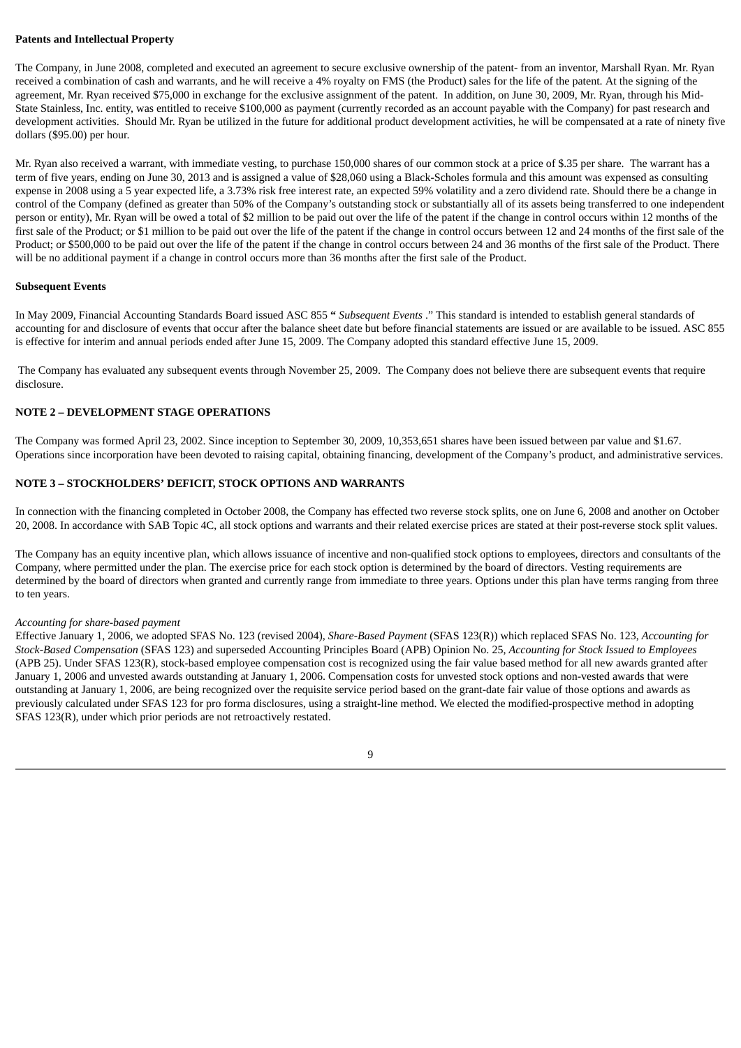**Patents and Intellectual Property**

The Company, in June 2008, completed and executed an agreement to secure exclusive ownership of the patent- from an inventor, Marshall Ryan. Mr. Ryan received a combination of cash and warrants, and he will receive a 4% royalty on FMS (the Product) sales for the life of the patent. At the signing of the agreement, Mr. Ryan received $75,000 in exchange for the exclusive assignment of the patent. In addition, on June 30, 2009, Mr. Ryan, through his Mid-State Stainless, Inc. entity, was entitled to receive $100,000 as payment (currently recorded as an account payable with the Company) for past research and development activities. Should Mr. Ryan be utilized in the future for additional product development activities, he will be compensated at a rate of ninety five dollars ($95.00) per hour.

Mr. Ryan also received a warrant, with immediate vesting, to purchase 150,000 shares of our common stock at a price of $.35 per share. The warrant has a term of five years, ending on June 30, 2013 and is assigned a value of $28,060 using a Black-Scholes formula and this amount was expensed as consulting expense in 2008 using a 5 year expected life, a 3.73% risk free interest rate, an expected 59% volatility and a zero dividend rate. Should there be a change in control of the Company (defined as greater than 50% of the Company's outstanding stock or substantially all of its assets being transferred to one independent person or entity), Mr. Ryan will be owed a total of $2 million to be paid out over the life of the patent if the change in control occurs within 12 months of the first sale of the Product; or $1 million to be paid out over the life of the patent if the change in control occurs between 12 and 24 months of the first sale of the Product; or $500,000 to be paid out over the life of the patent if the change in control occurs between 24 and 36 months of the first sale of the Product. There will be no additional payment if a change in control occurs more than 36 months after the first sale of the Product.

**Subsequent Events**

In May 2009, Financial Accounting Standards Board issued ASC 855 "*Subsequent Events*." This standard is intended to establish general standards of accounting for and disclosure of events that occur after the balance sheet date but before financial statements are issued or are available to be issued. ASC 855 is effective for interim and annual periods ended after June 15, 2009. The Company adopted this standard effective June 15, 2009.

The Company has evaluated any subsequent events through November 25, 2009. The Company does not believe there are subsequent events that require disclosure.

**NOTE 2 – DEVELOPMENT STAGE OPERATIONS**

The Company was formed April 23, 2002. Since inception to September 30, 2009, 10,353,651 shares have been issued between par value and $1.67. Operations since incorporation have been devoted to raising capital, obtaining financing, development of the Company's product, and administrative services.

**NOTE 3 – STOCKHOLDERS' DEFICIT, STOCK OPTIONS AND WARRANTS**

In connection with the financing completed in October 2008, the Company has effected two reverse stock splits, one on June 6, 2008 and another on October 20, 2008. In accordance with SAB Topic 4C, all stock options and warrants and their related exercise prices are stated at their post-reverse stock split values.

The Company has an equity incentive plan, which allows issuance of incentive and non-qualified stock options to employees, directors and consultants of the Company, where permitted under the plan. The exercise price for each stock option is determined by the board of directors. Vesting requirements are determined by the board of directors when granted and currently range from immediate to three years. Options under this plan have terms ranging from three to ten years.

*Accounting for share-based payment*

Effective January 1, 2006, we adopted SFAS No. 123 (revised 2004), *Share-Based Payment* (SFAS 123(R)) which replaced SFAS No. 123, *Accounting for Stock-Based Compensation* (SFAS 123) and superseded Accounting Principles Board (APB) Opinion No. 25, *Accounting for Stock Issued to Employees* (APB 25). Under SFAS 123(R), stock-based employee compensation cost is recognized using the fair value based method for all new awards granted after January 1, 2006 and unvested awards outstanding at January 1, 2006. Compensation costs for unvested stock options and non-vested awards that were outstanding at January 1, 2006, are being recognized over the requisite service period based on the grant-date fair value of those options and awards as previously calculated under SFAS 123 for pro forma disclosures, using a straight-line method. We elected the modified-prospective method in adopting SFAS 123(R), under which prior periods are not retroactively restated.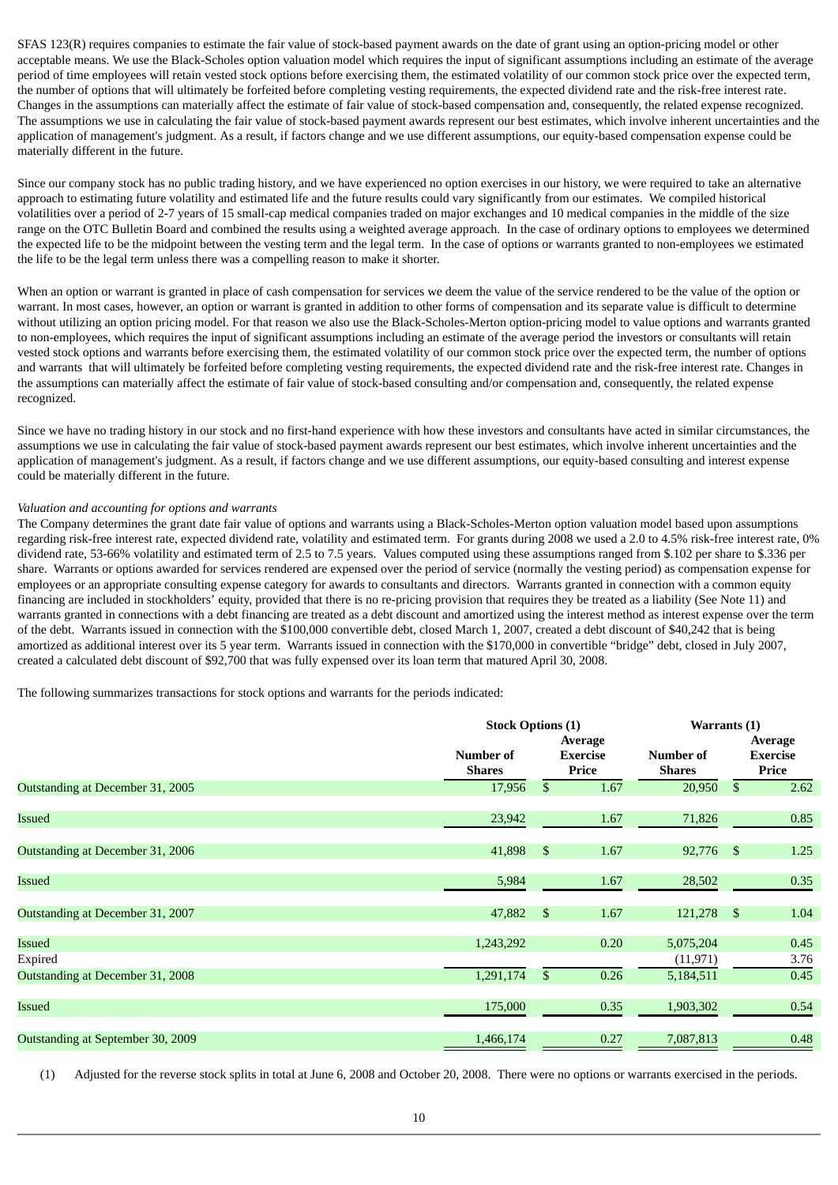SFAS 123(R) requires companies to estimate the fair value of stock-based payment awards on the date of grant using an option-pricing model or other acceptable means. We use the Black-Scholes option valuation model which requires the input of significant assumptions including an estimate of the average period of time employees will retain vested stock options before exercising them, the estimated volatility of our common stock price over the expected term, the number of options that will ultimately be forfeited before completing vesting requirements, the expected dividend rate and the risk-free interest rate. Changes in the assumptions can materially affect the estimate of fair value of stock-based compensation and, consequently, the related expense recognized. The assumptions we use in calculating the fair value of stock-based payment awards represent our best estimates, which involve inherent uncertainties and the application of management's judgment. As a result, if factors change and we use different assumptions, our equity-based compensation expense could be materially different in the future.

Since our company stock has no public trading history, and we have experienced no option exercises in our history, we were required to take an alternative approach to estimating future volatility and estimated life and the future results could vary significantly from our estimates. We compiled historical volatilities over a period of 2-7 years of 15 small-cap medical companies traded on major exchanges and 10 medical companies in the middle of the size range on the OTC Bulletin Board and combined the results using a weighted average approach. In the case of ordinary options to employees we determined the expected life to be the midpoint between the vesting term and the legal term. In the case of options or warrants granted to non-employees we estimated the life to be the legal term unless there was a compelling reason to make it shorter.

When an option or warrant is granted in place of cash compensation for services we deem the value of the service rendered to be the value of the option or warrant. In most cases, however, an option or warrant is granted in addition to other forms of compensation and its separate value is difficult to determine without utilizing an option pricing model. For that reason we also use the Black-Scholes-Merton option-pricing model to value options and warrants granted to non-employees, which requires the input of significant assumptions including an estimate of the average period the investors or consultants will retain vested stock options and warrants before exercising them, the estimated volatility of our common stock price over the expected term, the number of options and warrants that will ultimately be forfeited before completing vesting requirements, the expected dividend rate and the risk-free interest rate. Changes in the assumptions can materially affect the estimate of fair value of stock-based consulting and/or compensation and, consequently, the related expense recognized.

Since we have no trading history in our stock and no first-hand experience with how these investors and consultants have acted in similar circumstances, the assumptions we use in calculating the fair value of stock-based payment awards represent our best estimates, which involve inherent uncertainties and the application of management's judgment. As a result, if factors change and we use different assumptions, our equity-based consulting and interest expense could be materially different in the future.

*Valuation and accounting for options and warrants*

The Company determines the grant date fair value of options and warrants using a Black-Scholes-Merton option valuation model based upon assumptions regarding risk-free interest rate, expected dividend rate, volatility and estimated term. For grants during 2008 we used a 2.0 to 4.5% risk-free interest rate, 0% dividend rate, 53-66% volatility and estimated term of 2.5 to 7.5 years. Values computed using these assumptions ranged from $.102 per share to $.336 per share. Warrants or options awarded for services rendered are expensed over the period of service (normally the vesting period) as compensation expense for employees or an appropriate consulting expense category for awards to consultants and directors. Warrants granted in connection with a common equity financing are included in stockholders' equity, provided that there is no re-pricing provision that requires they be treated as a liability (See Note 11) and warrants granted in connections with a debt financing are treated as a debt discount and amortized using the interest method as interest expense over the term of the debt. Warrants issued in connection with the $100,000 convertible debt, closed March 1, 2007, created a debt discount of $40,242 that is being amortized as additional interest over its 5 year term. Warrants issued in connection with the $170,000 in convertible "bridge" debt, closed in July 2007, created a calculated debt discount of $92,700 that was fully expensed over its loan term that matured April 30, 2008.

The following summarizes transactions for stock options and warrants for the periods indicated:

| | Stock Options (1) | | Warrants (1) | |
|---|---|---|---|---|
| | Number of Shares | Average Exercise Price | Number of Shares | Average Exercise Price |
| Outstanding at December 31, 2005 | 17,956 | $ 1.67 | 20,950 | $ 2.62 |
| Issued | 23,942 | 1.67 | 71,826 | 0.85 |
| Outstanding at December 31, 2006 | 41,898 | $ 1.67 | 92,776 | $ 1.25 |
| Issued | 5,984 | 1.67 | 28,502 | 0.35 |
| Outstanding at December 31, 2007 | 47,882 | $ 1.67 | 121,278 | $ 1.04 |
| Issued | 1,243,292 | 0.20 | 5,075,204 | 0.45 |
| Expired | | | (11,971) | 3.76 |
| Outstanding at December 31, 2008 | 1,291,174 | $ 0.26 | 5,184,511 | 0.45 |
| Issued | 175,000 | 0.35 | 1,903,302 | 0.54 |
| Outstanding at September 30, 2009 | 1,466,174 | 0.27 | 7,087,813 | 0.48 |

(1) Adjusted for the reverse stock splits in total at June 6, 2008 and October 20, 2008. There were no options or warrants exercised in the periods.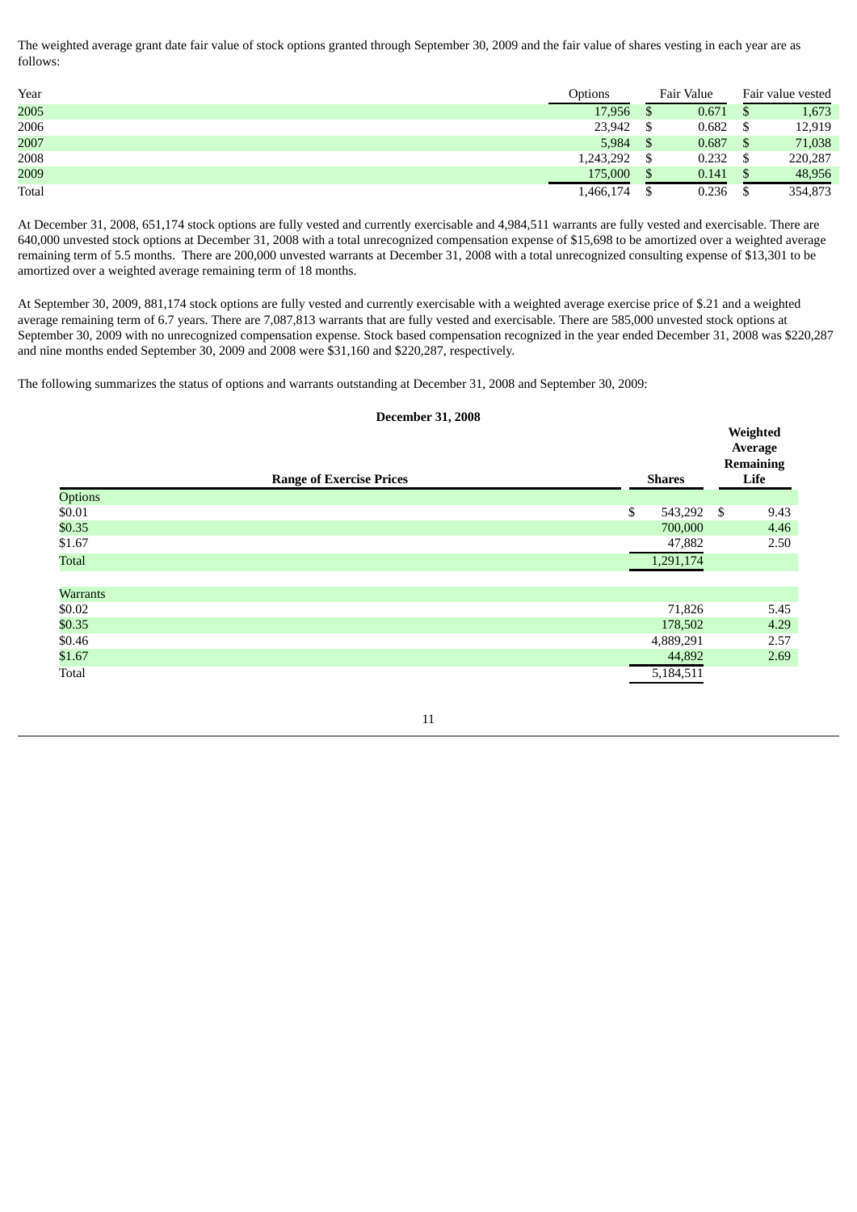The weighted average grant date fair value of stock options granted through September 30, 2009 and the fair value of shares vesting in each year are as follows:

| Year | Options | Fair Value | Fair value vested |
|---|---|---|---|
| 2005 | 17,956 | $ 0.671 | $ 1,673 |
| 2006 | 23,942 | $ 0.682 | $ 12,919 |
| 2007 | 5,984 | $ 0.687 | $ 71,038 |
| 2008 | 1,243,292 | $ 0.232 | $ 220,287 |
| 2009 | 175,000 | $ 0.141 | $ 48,956 |
| Total | 1,466,174 | $ 0.236 | $ 354,873 |

At December 31, 2008, 651,174 stock options are fully vested and currently exercisable and 4,984,511 warrants are fully vested and exercisable. There are 640,000 unvested stock options at December 31, 2008 with a total unrecognized compensation expense of $15,698 to be amortized over a weighted average remaining term of 5.5 months. There are 200,000 unvested warrants at December 31, 2008 with a total unrecognized consulting expense of $13,301 to be amortized over a weighted average remaining term of 18 months.

At September 30, 2009, 881,174 stock options are fully vested and currently exercisable with a weighted average exercise price of $.21 and a weighted average remaining term of 6.7 years. There are 7,087,813 warrants that are fully vested and exercisable. There are 585,000 unvested stock options at September 30, 2009 with no unrecognized compensation expense. Stock based compensation recognized in the year ended December 31, 2008 was $220,287 and nine months ended September 30, 2009 and 2008 were $31,160 and $220,287, respectively.

The following summarizes the status of options and warrants outstanding at December 31, 2008 and September 30, 2009:

**December 31, 2008**

| Range of Exercise Prices | Shares | Weighted Average Remaining Life |
|---|---|---|
| Options | | |
| $0.01 | $ 543,292 | $ 9.43 |
| $0.35 | 700,000 | 4.46 |
| $1.67 | 47,882 | 2.50 |
| Total | 1,291,174 | |
| | | |
| Warrants | | |
| $0.02 | 71,826 | 5.45 |
| $0.35 | 178,502 | 4.29 |
| $0.46 | 4,889,291 | 2.57 |
| $1.67 | 44,892 | 2.69 |
| Total | 5,184,511 | |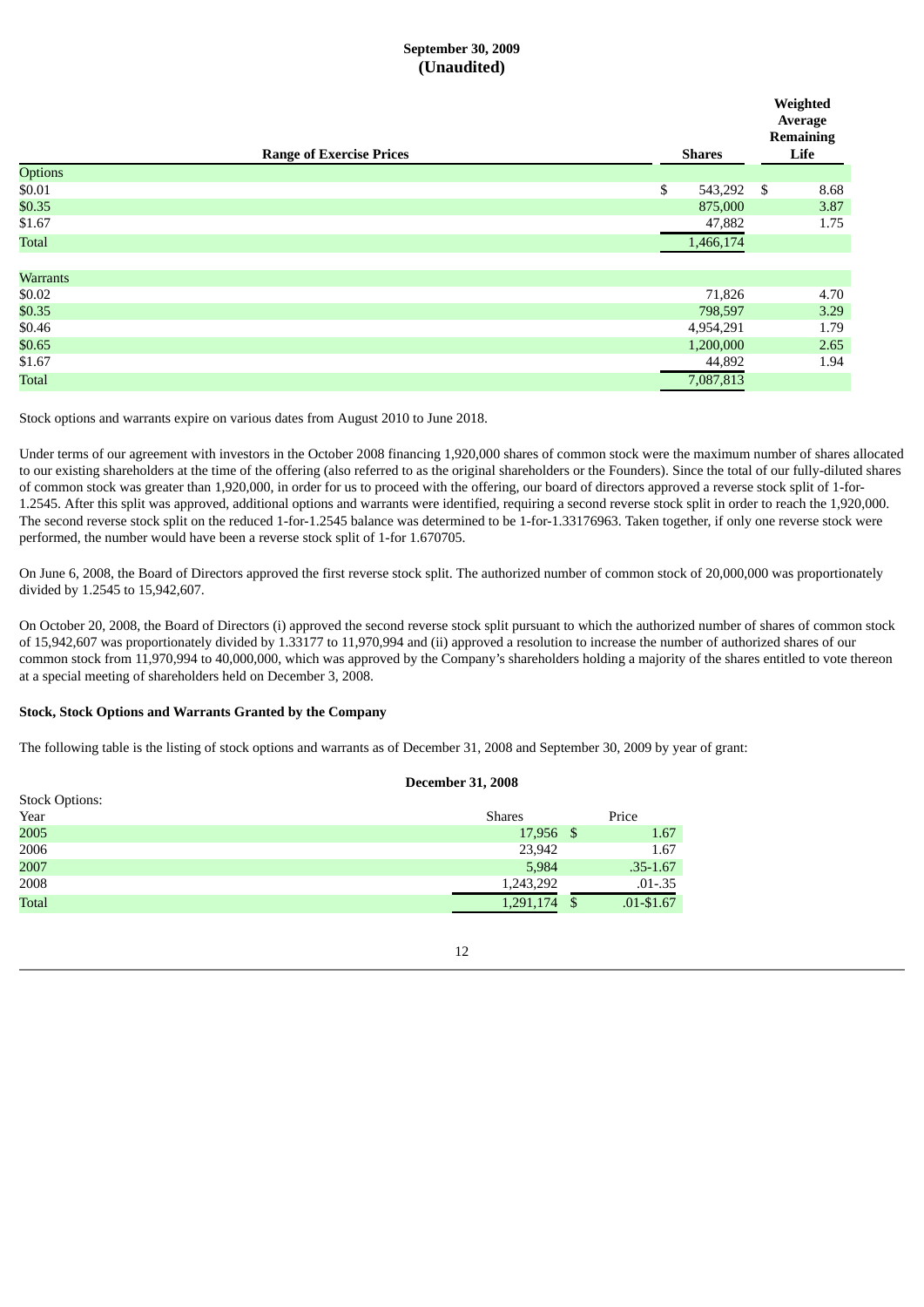**September 30, 2009**
**(Unaudited)**

| Range of Exercise Prices | Shares | Weighted Average Remaining Life |
|---|---|---|
| Options | | |
| $0.01 | $ 543,292 | $ 8.68 |
| $0.35 | 875,000 | 3.87 |
| $1.67 | 47,882 | 1.75 |
| Total | 1,466,174 | |
| | | |
| Warrants | | |
| $0.02 | 71,826 | 4.70 |
| $0.35 | 798,597 | 3.29 |
| $0.46 | 4,954,291 | 1.79 |
| $0.65 | 1,200,000 | 2.65 |
| $1.67 | 44,892 | 1.94 |
| Total | 7,087,813 | |

Stock options and warrants expire on various dates from August 2010 to June 2018.

Under terms of our agreement with investors in the October 2008 financing 1,920,000 shares of common stock were the maximum number of shares allocated to our existing shareholders at the time of the offering (also referred to as the original shareholders or the Founders). Since the total of our fully-diluted shares of common stock was greater than 1,920,000, in order for us to proceed with the offering, our board of directors approved a reverse stock split of 1-for-1.2545. After this split was approved, additional options and warrants were identified, requiring a second reverse stock split in order to reach the 1,920,000. The second reverse stock split on the reduced 1-for-1.2545 balance was determined to be 1-for-1.33176963. Taken together, if only one reverse stock were performed, the number would have been a reverse stock split of 1-for 1.670705.

On June 6, 2008, the Board of Directors approved the first reverse stock split. The authorized number of common stock of 20,000,000 was proportionately divided by 1.2545 to 15,942,607.

On October 20, 2008, the Board of Directors (i) approved the second reverse stock split pursuant to which the authorized number of shares of common stock of 15,942,607 was proportionately divided by 1.33177 to 11,970,994 and (ii) approved a resolution to increase the number of authorized shares of our common stock from 11,970,994 to 40,000,000, which was approved by the Company's shareholders holding a majority of the shares entitled to vote thereon at a special meeting of shareholders held on December 3, 2008.

**Stock, Stock Options and Warrants Granted by the Company**

The following table is the listing of stock options and warrants as of December 31, 2008 and September 30, 2009 by year of grant:

**December 31, 2008**

| Stock Options: | | |
|---|---|---|
| Year | Shares | Price |
| 2005 | 17,956 | $ 1.67 |
| 2006 | 23,942 | 1.67 |
| 2007 | 5,984 | .35-1.67 |
| 2008 | 1,243,292 | .01-.35 |
| Total | 1,291,174 | $ .01-$1.67 |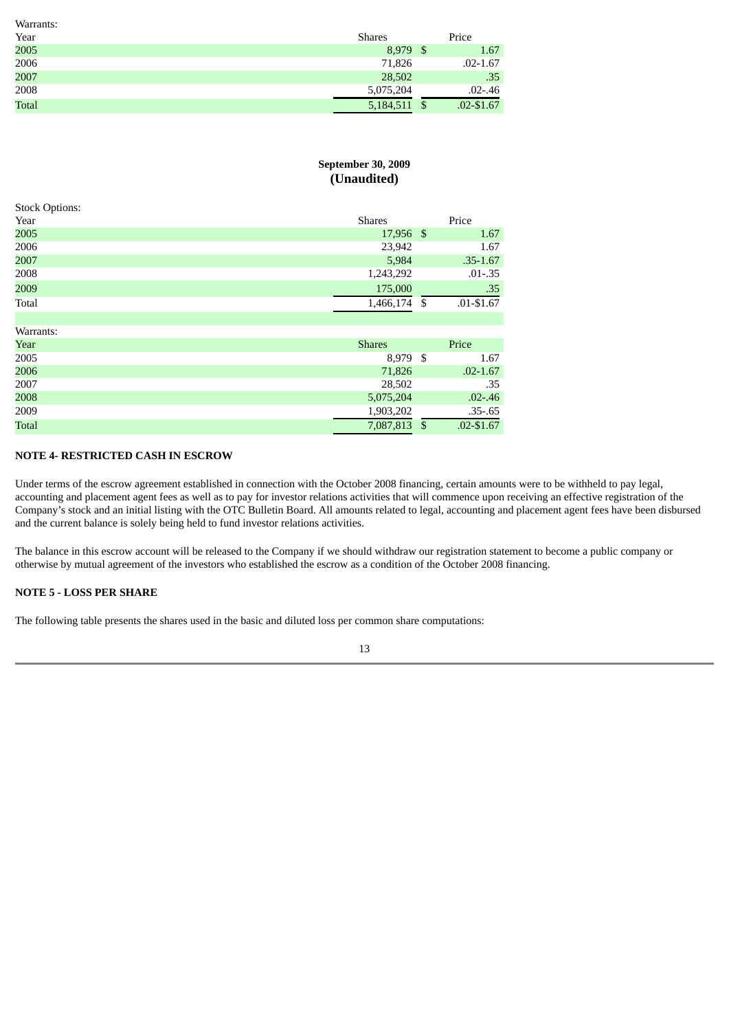Warrants:

| Year | Shares | | Price |
|---|---|---|---|
| 2005 | 8,979 | $ | 1.67 |
| 2006 | 71,826 | | .02-1.67 |
| 2007 | 28,502 | | .35 |
| 2008 | 5,075,204 | | .02-.46 |
| Total | 5,184,511 | $ | .02-$1.67 |

**September 30, 2009**
**(Unaudited)**

Stock Options:

| Year | Shares | | Price |
|---|---|---|---|
| 2005 | 17,956 | $ | 1.67 |
| 2006 | 23,942 | | 1.67 |
| 2007 | 5,984 | | .35-1.67 |
| 2008 | 1,243,292 | | .01-.35 |
| 2009 | 175,000 | | .35 |
| Total | 1,466,174 | $ | .01-$1.67 |

Warrants:

| Year | Shares | | Price |
|---|---|---|---|
| 2005 | 8,979 | $ | 1.67 |
| 2006 | 71,826 | | .02-1.67 |
| 2007 | 28,502 | | .35 |
| 2008 | 5,075,204 | | .02-.46 |
| 2009 | 1,903,202 | | .35-.65 |
| Total | 7,087,813 | $ | .02-$1.67 |

**NOTE 4- RESTRICTED CASH IN ESCROW**

Under terms of the escrow agreement established in connection with the October 2008 financing, certain amounts were to be withheld to pay legal, accounting and placement agent fees as well as to pay for investor relations activities that will commence upon receiving an effective registration of the Company's stock and an initial listing with the OTC Bulletin Board. All amounts related to legal, accounting and placement agent fees have been disbursed and the current balance is solely being held to fund investor relations activities.

The balance in this escrow account will be released to the Company if we should withdraw our registration statement to become a public company or otherwise by mutual agreement of the investors who established the escrow as a condition of the October 2008 financing.

**NOTE 5 - LOSS PER SHARE**

The following table presents the shares used in the basic and diluted loss per common share computations: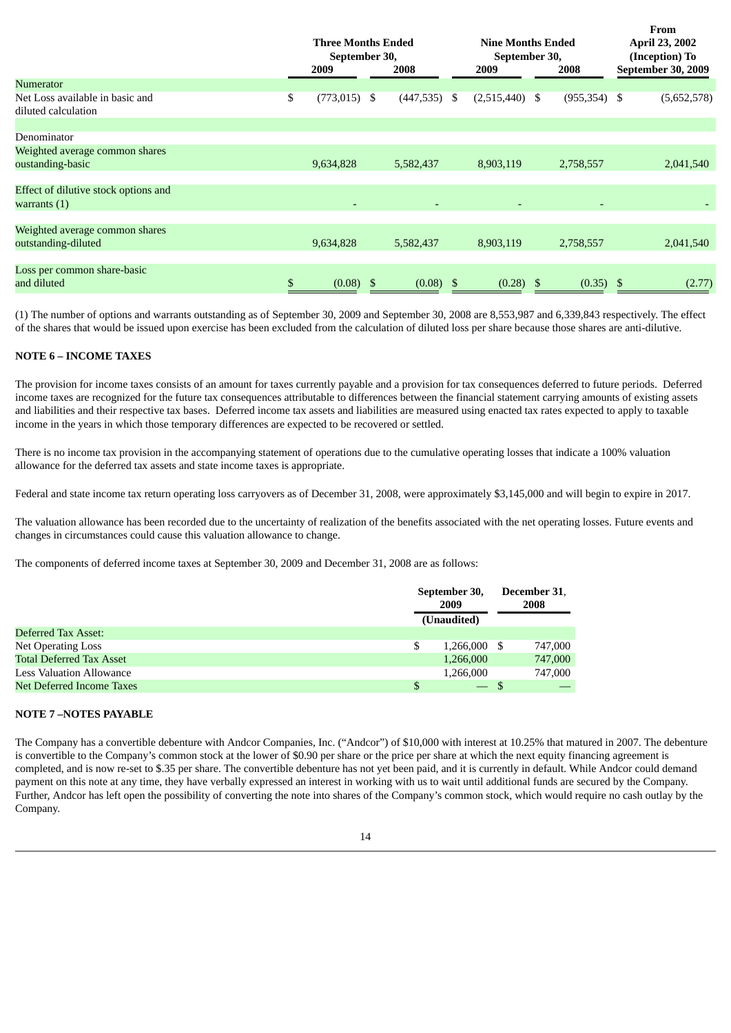| | Three Months Ended September 30, | | Nine Months Ended September 30, | | From April 23, 2002 (Inception) To September 30, 2009 |
|---|---|---|---|---|---|
| | 2009 | 2008 | 2009 | 2008 | |
| Numerator | | | | | |
| Net Loss available in basic and diluted calculation | $ (773,015) | $ (447,535) | $ (2,515,440) | $ (955,354) | $ (5,652,578) |
| | | | | | |
| Denominator | | | | | |
| Weighted average common shares oustanding-basic | 9,634,828 | 5,582,437 | 8,903,119 | 2,758,557 | 2,041,540 |
| | | | | | |
| Effect of dilutive stock options and warrants (1) | - | - | - | - | - |
| | | | | | |
| Weighted average common shares outstanding-diluted | 9,634,828 | 5,582,437 | 8,903,119 | 2,758,557 | 2,041,540 |
| | | | | | |
| Loss per common share-basic and diluted | $ (0.08) | $ (0.08) | $ (0.28) | $ (0.35) | $ (2.77) |

(1) The number of options and warrants outstanding as of September 30, 2009 and September 30, 2008 are 8,553,987 and 6,339,843 respectively. The effect of the shares that would be issued upon exercise has been excluded from the calculation of diluted loss per share because those shares are anti-dilutive.

**NOTE 6 – INCOME TAXES**

The provision for income taxes consists of an amount for taxes currently payable and a provision for tax consequences deferred to future periods. Deferred income taxes are recognized for the future tax consequences attributable to differences between the financial statement carrying amounts of existing assets and liabilities and their respective tax bases. Deferred income tax assets and liabilities are measured using enacted tax rates expected to apply to taxable income in the years in which those temporary differences are expected to be recovered or settled.

There is no income tax provision in the accompanying statement of operations due to the cumulative operating losses that indicate a 100% valuation allowance for the deferred tax assets and state income taxes is appropriate.

Federal and state income tax return operating loss carryovers as of December 31, 2008, were approximately $3,145,000 and will begin to expire in 2017.

The valuation allowance has been recorded due to the uncertainty of realization of the benefits associated with the net operating losses. Future events and changes in circumstances could cause this valuation allowance to change.

The components of deferred income taxes at September 30, 2009 and December 31, 2008 are as follows:

| | September 30, 2009 (Unaudited) | December 31, 2008 |
|---|---|---|
| Deferred Tax Asset: | | |
| Net Operating Loss | $ 1,266,000 | $ 747,000 |
| Total Deferred Tax Asset | 1,266,000 | 747,000 |
| Less Valuation Allowance | 1,266,000 | 747,000 |
| Net Deferred Income Taxes | $ — | $ — |

**NOTE 7 –NOTES PAYABLE**

The Company has a convertible debenture with Andcor Companies, Inc. ("Andcor") of $10,000 with interest at 10.25% that matured in 2007. The debenture is convertible to the Company's common stock at the lower of $0.90 per share or the price per share at which the next equity financing agreement is completed, and is now re-set to $.35 per share. The convertible debenture has not yet been paid, and it is currently in default. While Andcor could demand payment on this note at any time, they have verbally expressed an interest in working with us to wait until additional funds are secured by the Company. Further, Andcor has left open the possibility of converting the note into shares of the Company's common stock, which would require no cash outlay by the Company.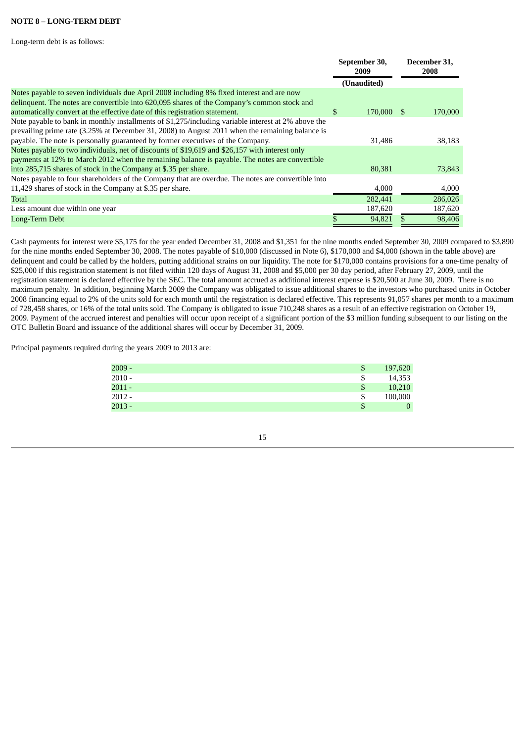**NOTE 8 – LONG-TERM DEBT**

Long-term debt is as follows:

| | September 30, 2009 (Unaudited) | December 31, 2008 |
|---|---|---|
| Notes payable to seven individuals due April 2008 including 8% fixed interest and are now delinquent. The notes are convertible into 620,095 shares of the Company's common stock and automatically convert at the effective date of this registration statement. | $ 170,000 | $ 170,000 |
| Note payable to bank in monthly installments of $1,275/including variable interest at 2% above the prevailing prime rate (3.25% at December 31, 2008) to August 2011 when the remaining balance is payable. The note is personally guaranteed by former executives of the Company. | 31,486 | 38,183 |
| Notes payable to two individuals, net of discounts of $19,619 and $26,157 with interest only payments at 12% to March 2012 when the remaining balance is payable. The notes are convertible into 285,715 shares of stock in the Company at $.35 per share. | 80,381 | 73,843 |
| Notes payable to four shareholders of the Company that are overdue. The notes are convertible into 11,429 shares of stock in the Company at $.35 per share. | 4,000 | 4,000 |
| Total | 282,441 | 286,026 |
| Less amount due within one year | 187,620 | 187,620 |
| Long-Term Debt | $ 94,821 | $ 98,406 |

Cash payments for interest were $5,175 for the year ended December 31, 2008 and $1,351 for the nine months ended September 30, 2009 compared to $3,890 for the nine months ended September 30, 2008. The notes payable of $10,000 (discussed in Note 6), $170,000 and $4,000 (shown in the table above) are delinquent and could be called by the holders, putting additional strains on our liquidity. The note for $170,000 contains provisions for a one-time penalty of $25,000 if this registration statement is not filed within 120 days of August 31, 2008 and $5,000 per 30 day period, after February 27, 2009, until the registration statement is declared effective by the SEC. The total amount accrued as additional interest expense is $20,500 at June 30, 2009. There is no maximum penalty. In addition, beginning March 2009 the Company was obligated to issue additional shares to the investors who purchased units in October 2008 financing equal to 2% of the units sold for each month until the registration is declared effective. This represents 91,057 shares per month to a maximum of 728,458 shares, or 16% of the total units sold. The Company is obligated to issue 710,248 shares as a result of an effective registration on October 19, 2009. Payment of the accrued interest and penalties will occur upon receipt of a significant portion of the $3 million funding subsequent to our listing on the OTC Bulletin Board and issuance of the additional shares will occur by December 31, 2009.

Principal payments required during the years 2009 to 2013 are:

| | |
|---|---|
| 2009 - | $ 197,620 |
| 2010 - | $ 14,353 |
| 2011 - | $ 10,210 |
| 2012 - | $ 100,000 |
| 2013 - | $ 0 |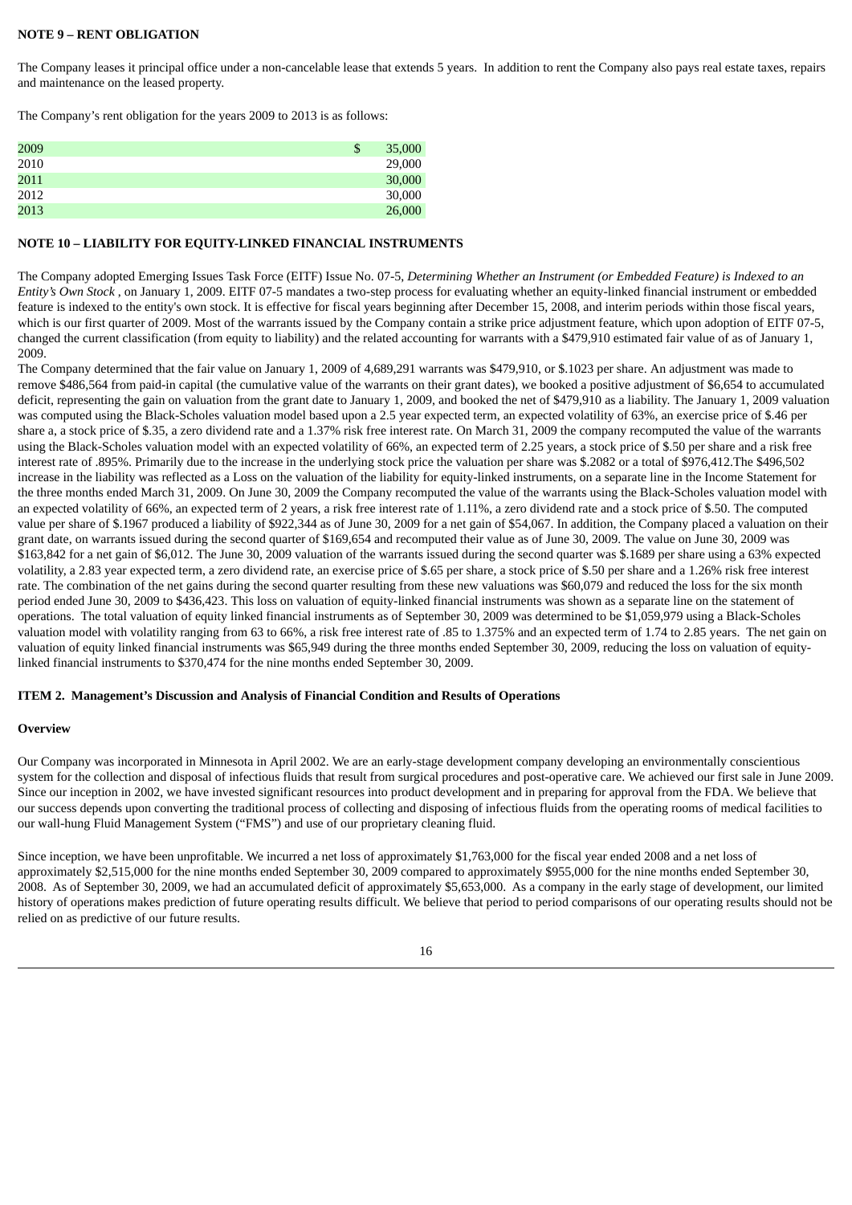**NOTE 9 – RENT OBLIGATION**

The Company leases it principal office under a non-cancelable lease that extends 5 years. In addition to rent the Company also pays real estate taxes, repairs and maintenance on the leased property.

The Company's rent obligation for the years 2009 to 2013 is as follows:

| | |
|---|---|
| 2009 | $ 35,000 |
| 2010 | 29,000 |
| 2011 | 30,000 |
| 2012 | 30,000 |
| 2013 | 26,000 |

**NOTE 10 – LIABILITY FOR EQUITY-LINKED FINANCIAL INSTRUMENTS**

The Company adopted Emerging Issues Task Force (EITF) Issue No. 07-5, *Determining Whether an Instrument (or Embedded Feature) is Indexed to an Entity's Own Stock* , on January 1, 2009. EITF 07-5 mandates a two-step process for evaluating whether an equity-linked financial instrument or embedded feature is indexed to the entity's own stock. It is effective for fiscal years beginning after December 15, 2008, and interim periods within those fiscal years, which is our first quarter of 2009. Most of the warrants issued by the Company contain a strike price adjustment feature, which upon adoption of EITF 07-5, changed the current classification (from equity to liability) and the related accounting for warrants with a $479,910 estimated fair value of as of January 1, 2009.

The Company determined that the fair value on January 1, 2009 of 4,689,291 warrants was $479,910, or $.1023 per share. An adjustment was made to remove $486,564 from paid-in capital (the cumulative value of the warrants on their grant dates), we booked a positive adjustment of $6,654 to accumulated deficit, representing the gain on valuation from the grant date to January 1, 2009, and booked the net of $479,910 as a liability. The January 1, 2009 valuation was computed using the Black-Scholes valuation model based upon a 2.5 year expected term, an expected volatility of 63%, an exercise price of $.46 per share a, a stock price of $.35, a zero dividend rate and a 1.37% risk free interest rate. On March 31, 2009 the company recomputed the value of the warrants using the Black-Scholes valuation model with an expected volatility of 66%, an expected term of 2.25 years, a stock price of $.50 per share and a risk free interest rate of .895%. Primarily due to the increase in the underlying stock price the valuation per share was $.2082 or a total of $976,412.The $496,502 increase in the liability was reflected as a Loss on the valuation of the liability for equity-linked instruments, on a separate line in the Income Statement for the three months ended March 31, 2009. On June 30, 2009 the Company recomputed the value of the warrants using the Black-Scholes valuation model with an expected volatility of 66%, an expected term of 2 years, a risk free interest rate of 1.11%, a zero dividend rate and a stock price of $.50. The computed value per share of $.1967 produced a liability of $922,344 as of June 30, 2009 for a net gain of $54,067. In addition, the Company placed a valuation on their grant date, on warrants issued during the second quarter of $169,654 and recomputed their value as of June 30, 2009. The value on June 30, 2009 was $163,842 for a net gain of $6,012. The June 30, 2009 valuation of the warrants issued during the second quarter was $.1689 per share using a 63% expected volatility, a 2.83 year expected term, a zero dividend rate, an exercise price of $.65 per share, a stock price of $.50 per share and a 1.26% risk free interest rate. The combination of the net gains during the second quarter resulting from these new valuations was $60,079 and reduced the loss for the six month period ended June 30, 2009 to $436,423. This loss on valuation of equity-linked financial instruments was shown as a separate line on the statement of operations. The total valuation of equity linked financial instruments as of September 30, 2009 was determined to be $1,059,979 using a Black-Scholes valuation model with volatility ranging from 63 to 66%, a risk free interest rate of .85 to 1.375% and an expected term of 1.74 to 2.85 years. The net gain on valuation of equity linked financial instruments was $65,949 during the three months ended September 30, 2009, reducing the loss on valuation of equity-linked financial instruments to $370,474 for the nine months ended September 30, 2009.

**ITEM 2. Management's Discussion and Analysis of Financial Condition and Results of Operations**

**Overview**

Our Company was incorporated in Minnesota in April 2002. We are an early-stage development company developing an environmentally conscientious system for the collection and disposal of infectious fluids that result from surgical procedures and post-operative care. We achieved our first sale in June 2009. Since our inception in 2002, we have invested significant resources into product development and in preparing for approval from the FDA. We believe that our success depends upon converting the traditional process of collecting and disposing of infectious fluids from the operating rooms of medical facilities to our wall-hung Fluid Management System ("FMS") and use of our proprietary cleaning fluid.

Since inception, we have been unprofitable. We incurred a net loss of approximately $1,763,000 for the fiscal year ended 2008 and a net loss of approximately $2,515,000 for the nine months ended September 30, 2009 compared to approximately $955,000 for the nine months ended September 30, 2008. As of September 30, 2009, we had an accumulated deficit of approximately $5,653,000. As a company in the early stage of development, our limited history of operations makes prediction of future operating results difficult. We believe that period to period comparisons of our operating results should not be relied on as predictive of our future results.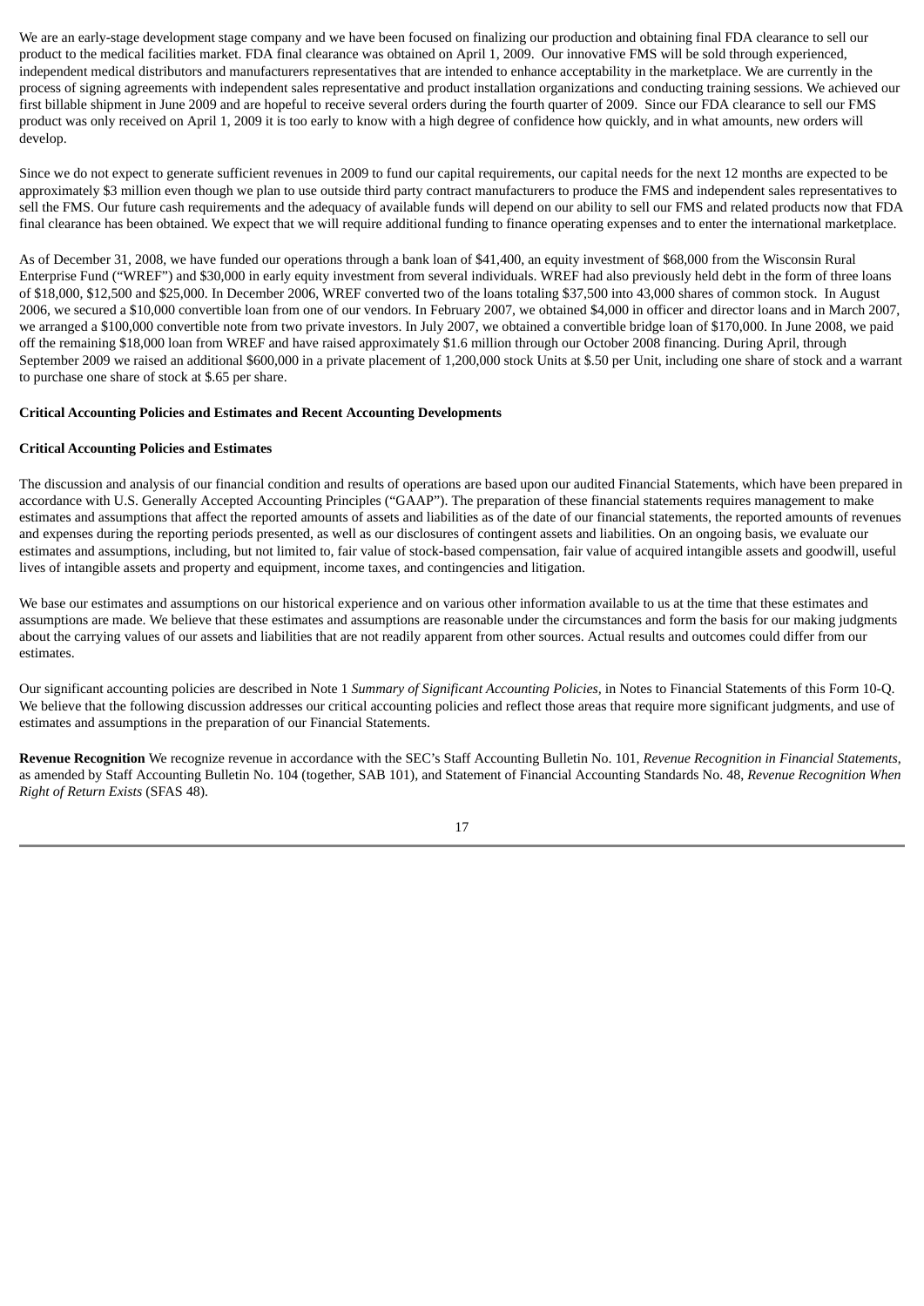We are an early-stage development stage company and we have been focused on finalizing our production and obtaining final FDA clearance to sell our product to the medical facilities market. FDA final clearance was obtained on April 1, 2009. Our innovative FMS will be sold through experienced, independent medical distributors and manufacturers representatives that are intended to enhance acceptability in the marketplace. We are currently in the process of signing agreements with independent sales representative and product installation organizations and conducting training sessions. We achieved our first billable shipment in June 2009 and are hopeful to receive several orders during the fourth quarter of 2009. Since our FDA clearance to sell our FMS product was only received on April 1, 2009 it is too early to know with a high degree of confidence how quickly, and in what amounts, new orders will develop.

Since we do not expect to generate sufficient revenues in 2009 to fund our capital requirements, our capital needs for the next 12 months are expected to be approximately $3 million even though we plan to use outside third party contract manufacturers to produce the FMS and independent sales representatives to sell the FMS. Our future cash requirements and the adequacy of available funds will depend on our ability to sell our FMS and related products now that FDA final clearance has been obtained. We expect that we will require additional funding to finance operating expenses and to enter the international marketplace.

As of December 31, 2008, we have funded our operations through a bank loan of $41,400, an equity investment of $68,000 from the Wisconsin Rural Enterprise Fund ("WREF") and $30,000 in early equity investment from several individuals. WREF had also previously held debt in the form of three loans of $18,000, $12,500 and $25,000. In December 2006, WREF converted two of the loans totaling $37,500 into 43,000 shares of common stock. In August 2006, we secured a $10,000 convertible loan from one of our vendors. In February 2007, we obtained $4,000 in officer and director loans and in March 2007, we arranged a $100,000 convertible note from two private investors. In July 2007, we obtained a convertible bridge loan of $170,000. In June 2008, we paid off the remaining $18,000 loan from WREF and have raised approximately $1.6 million through our October 2008 financing. During April, through September 2009 we raised an additional $600,000 in a private placement of 1,200,000 stock Units at $.50 per Unit, including one share of stock and a warrant to purchase one share of stock at $.65 per share.

**Critical Accounting Policies and Estimates and Recent Accounting Developments**

**Critical Accounting Policies and Estimates**

The discussion and analysis of our financial condition and results of operations are based upon our audited Financial Statements, which have been prepared in accordance with U.S. Generally Accepted Accounting Principles ("GAAP"). The preparation of these financial statements requires management to make estimates and assumptions that affect the reported amounts of assets and liabilities as of the date of our financial statements, the reported amounts of revenues and expenses during the reporting periods presented, as well as our disclosures of contingent assets and liabilities. On an ongoing basis, we evaluate our estimates and assumptions, including, but not limited to, fair value of stock-based compensation, fair value of acquired intangible assets and goodwill, useful lives of intangible assets and property and equipment, income taxes, and contingencies and litigation.

We base our estimates and assumptions on our historical experience and on various other information available to us at the time that these estimates and assumptions are made. We believe that these estimates and assumptions are reasonable under the circumstances and form the basis for our making judgments about the carrying values of our assets and liabilities that are not readily apparent from other sources. Actual results and outcomes could differ from our estimates.

Our significant accounting policies are described in Note 1 *Summary of Significant Accounting Policies,* in Notes to Financial Statements of this Form 10-Q. We believe that the following discussion addresses our critical accounting policies and reflect those areas that require more significant judgments, and use of estimates and assumptions in the preparation of our Financial Statements.

**Revenue Recognition** We recognize revenue in accordance with the SEC's Staff Accounting Bulletin No. 101, *Revenue Recognition in Financial Statements*, as amended by Staff Accounting Bulletin No. 104 (together, SAB 101), and Statement of Financial Accounting Standards No. 48, *Revenue Recognition When Right of Return Exists* (SFAS 48).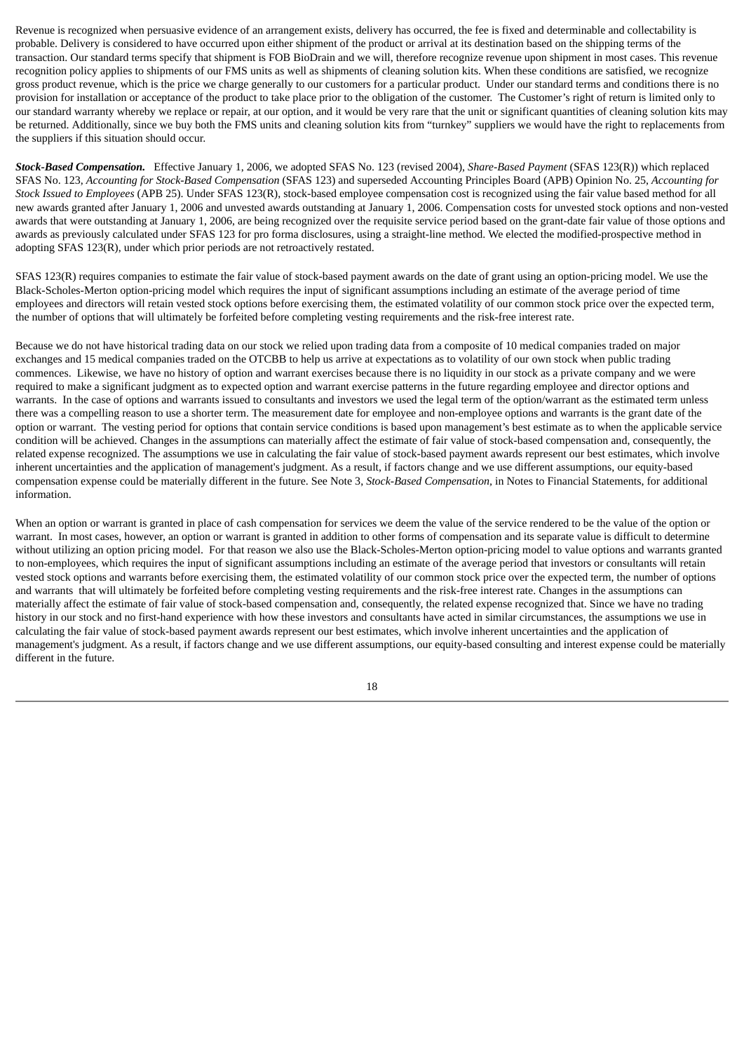Revenue is recognized when persuasive evidence of an arrangement exists, delivery has occurred, the fee is fixed and determinable and collectability is probable. Delivery is considered to have occurred upon either shipment of the product or arrival at its destination based on the shipping terms of the transaction. Our standard terms specify that shipment is FOB BioDrain and we will, therefore recognize revenue upon shipment in most cases. This revenue recognition policy applies to shipments of our FMS units as well as shipments of cleaning solution kits. When these conditions are satisfied, we recognize gross product revenue, which is the price we charge generally to our customers for a particular product. Under our standard terms and conditions there is no provision for installation or acceptance of the product to take place prior to the obligation of the customer. The Customer's right of return is limited only to our standard warranty whereby we replace or repair, at our option, and it would be very rare that the unit or significant quantities of cleaning solution kits may be returned. Additionally, since we buy both the FMS units and cleaning solution kits from "turnkey" suppliers we would have the right to replacements from the suppliers if this situation should occur.

***Stock-Based Compensation.*** Effective January 1, 2006, we adopted SFAS No. 123 (revised 2004), *Share-Based Payment* (SFAS 123(R)) which replaced SFAS No. 123, *Accounting for Stock-Based Compensation* (SFAS 123) and superseded Accounting Principles Board (APB) Opinion No. 25, *Accounting for Stock Issued to Employees* (APB 25). Under SFAS 123(R), stock-based employee compensation cost is recognized using the fair value based method for all new awards granted after January 1, 2006 and unvested awards outstanding at January 1, 2006. Compensation costs for unvested stock options and non-vested awards that were outstanding at January 1, 2006, are being recognized over the requisite service period based on the grant-date fair value of those options and awards as previously calculated under SFAS 123 for pro forma disclosures, using a straight-line method. We elected the modified-prospective method in adopting SFAS 123(R), under which prior periods are not retroactively restated.

SFAS 123(R) requires companies to estimate the fair value of stock-based payment awards on the date of grant using an option-pricing model. We use the Black-Scholes-Merton option-pricing model which requires the input of significant assumptions including an estimate of the average period of time employees and directors will retain vested stock options before exercising them, the estimated volatility of our common stock price over the expected term, the number of options that will ultimately be forfeited before completing vesting requirements and the risk-free interest rate.

Because we do not have historical trading data on our stock we relied upon trading data from a composite of 10 medical companies traded on major exchanges and 15 medical companies traded on the OTCBB to help us arrive at expectations as to volatility of our own stock when public trading commences. Likewise, we have no history of option and warrant exercises because there is no liquidity in our stock as a private company and we were required to make a significant judgment as to expected option and warrant exercise patterns in the future regarding employee and director options and warrants. In the case of options and warrants issued to consultants and investors we used the legal term of the option/warrant as the estimated term unless there was a compelling reason to use a shorter term. The measurement date for employee and non-employee options and warrants is the grant date of the option or warrant. The vesting period for options that contain service conditions is based upon management's best estimate as to when the applicable service condition will be achieved. Changes in the assumptions can materially affect the estimate of fair value of stock-based compensation and, consequently, the related expense recognized. The assumptions we use in calculating the fair value of stock-based payment awards represent our best estimates, which involve inherent uncertainties and the application of management's judgment. As a result, if factors change and we use different assumptions, our equity-based compensation expense could be materially different in the future. See Note 3, *Stock-Based Compensation,* in Notes to Financial Statements, for additional information.

When an option or warrant is granted in place of cash compensation for services we deem the value of the service rendered to be the value of the option or warrant. In most cases, however, an option or warrant is granted in addition to other forms of compensation and its separate value is difficult to determine without utilizing an option pricing model. For that reason we also use the Black-Scholes-Merton option-pricing model to value options and warrants granted to non-employees, which requires the input of significant assumptions including an estimate of the average period that investors or consultants will retain vested stock options and warrants before exercising them, the estimated volatility of our common stock price over the expected term, the number of options and warrants that will ultimately be forfeited before completing vesting requirements and the risk-free interest rate. Changes in the assumptions can materially affect the estimate of fair value of stock-based compensation and, consequently, the related expense recognized that. Since we have no trading history in our stock and no first-hand experience with how these investors and consultants have acted in similar circumstances, the assumptions we use in calculating the fair value of stock-based payment awards represent our best estimates, which involve inherent uncertainties and the application of management's judgment. As a result, if factors change and we use different assumptions, our equity-based consulting and interest expense could be materially different in the future.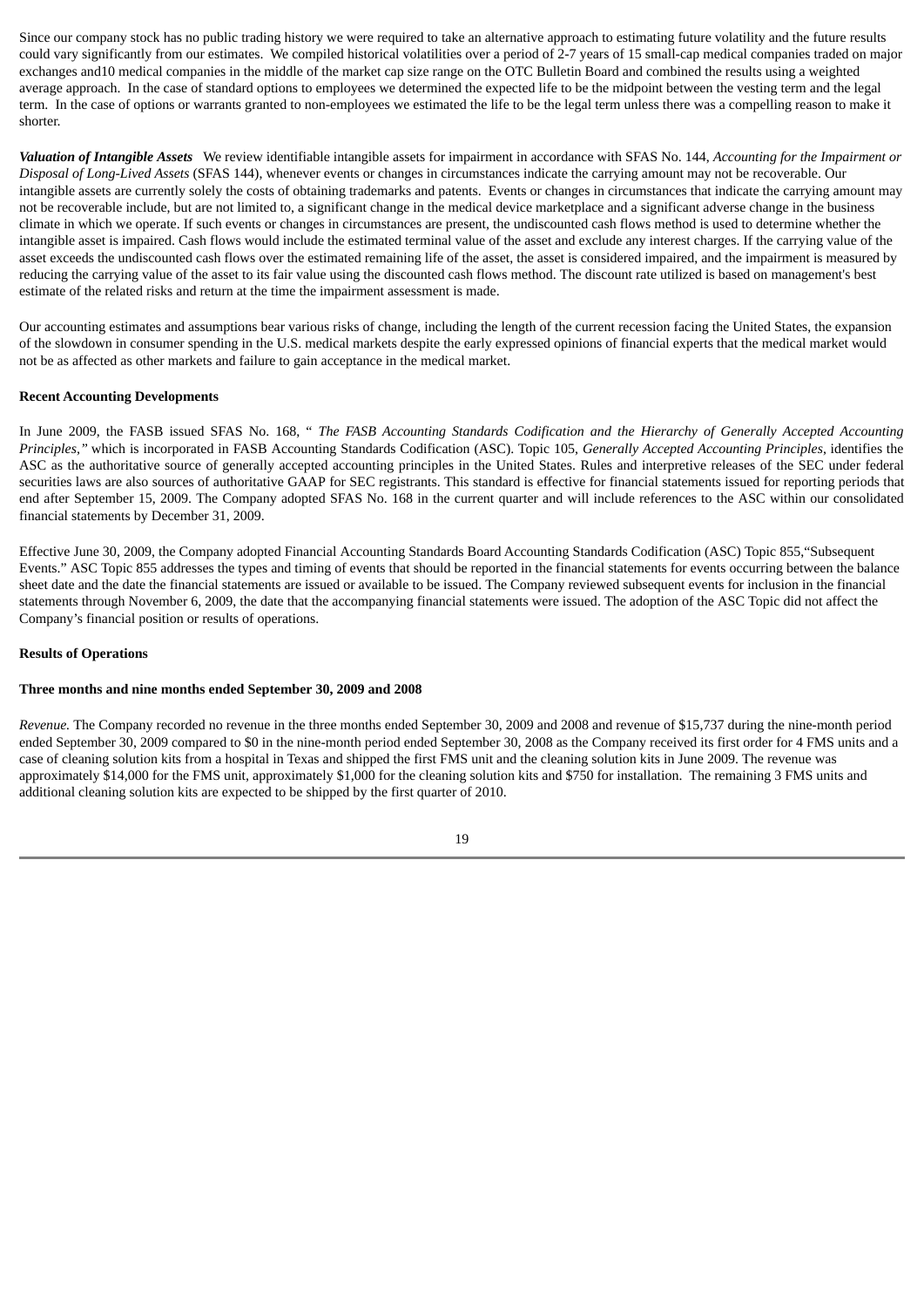Since our company stock has no public trading history we were required to take an alternative approach to estimating future volatility and the future results could vary significantly from our estimates. We compiled historical volatilities over a period of 2-7 years of 15 small-cap medical companies traded on major exchanges and10 medical companies in the middle of the market cap size range on the OTC Bulletin Board and combined the results using a weighted average approach. In the case of standard options to employees we determined the expected life to be the midpoint between the vesting term and the legal term. In the case of options or warrants granted to non-employees we estimated the life to be the legal term unless there was a compelling reason to make it shorter.

***Valuation of Intangible Assets*** We review identifiable intangible assets for impairment in accordance with SFAS No. 144, *Accounting for the Impairment or Disposal of Long-Lived Assets* (SFAS 144), whenever events or changes in circumstances indicate the carrying amount may not be recoverable. Our intangible assets are currently solely the costs of obtaining trademarks and patents. Events or changes in circumstances that indicate the carrying amount may not be recoverable include, but are not limited to, a significant change in the medical device marketplace and a significant adverse change in the business climate in which we operate. If such events or changes in circumstances are present, the undiscounted cash flows method is used to determine whether the intangible asset is impaired. Cash flows would include the estimated terminal value of the asset and exclude any interest charges. If the carrying value of the asset exceeds the undiscounted cash flows over the estimated remaining life of the asset, the asset is considered impaired, and the impairment is measured by reducing the carrying value of the asset to its fair value using the discounted cash flows method. The discount rate utilized is based on management's best estimate of the related risks and return at the time the impairment assessment is made.

Our accounting estimates and assumptions bear various risks of change, including the length of the current recession facing the United States, the expansion of the slowdown in consumer spending in the U.S. medical markets despite the early expressed opinions of financial experts that the medical market would not be as affected as other markets and failure to gain acceptance in the medical market.

**Recent Accounting Developments**

In June 2009, the FASB issued SFAS No. 168, " *The FASB Accounting Standards Codification and the Hierarchy of Generally Accepted Accounting Principles*," which is incorporated in FASB Accounting Standards Codification (ASC). Topic 105, *Generally Accepted Accounting Principles*, identifies the ASC as the authoritative source of generally accepted accounting principles in the United States. Rules and interpretive releases of the SEC under federal securities laws are also sources of authoritative GAAP for SEC registrants. This standard is effective for financial statements issued for reporting periods that end after September 15, 2009. The Company adopted SFAS No. 168 in the current quarter and will include references to the ASC within our consolidated financial statements by December 31, 2009.

Effective June 30, 2009, the Company adopted Financial Accounting Standards Board Accounting Standards Codification (ASC) Topic 855,"Subsequent Events." ASC Topic 855 addresses the types and timing of events that should be reported in the financial statements for events occurring between the balance sheet date and the date the financial statements are issued or available to be issued. The Company reviewed subsequent events for inclusion in the financial statements through November 6, 2009, the date that the accompanying financial statements were issued. The adoption of the ASC Topic did not affect the Company's financial position or results of operations.

**Results of Operations**

**Three months and nine months ended September 30, 2009 and 2008**

*Revenue.* The Company recorded no revenue in the three months ended September 30, 2009 and 2008 and revenue of $15,737 during the nine-month period ended September 30, 2009 compared to $0 in the nine-month period ended September 30, 2008 as the Company received its first order for 4 FMS units and a case of cleaning solution kits from a hospital in Texas and shipped the first FMS unit and the cleaning solution kits in June 2009. The revenue was approximately $14,000 for the FMS unit, approximately $1,000 for the cleaning solution kits and $750 for installation. The remaining 3 FMS units and additional cleaning solution kits are expected to be shipped by the first quarter of 2010.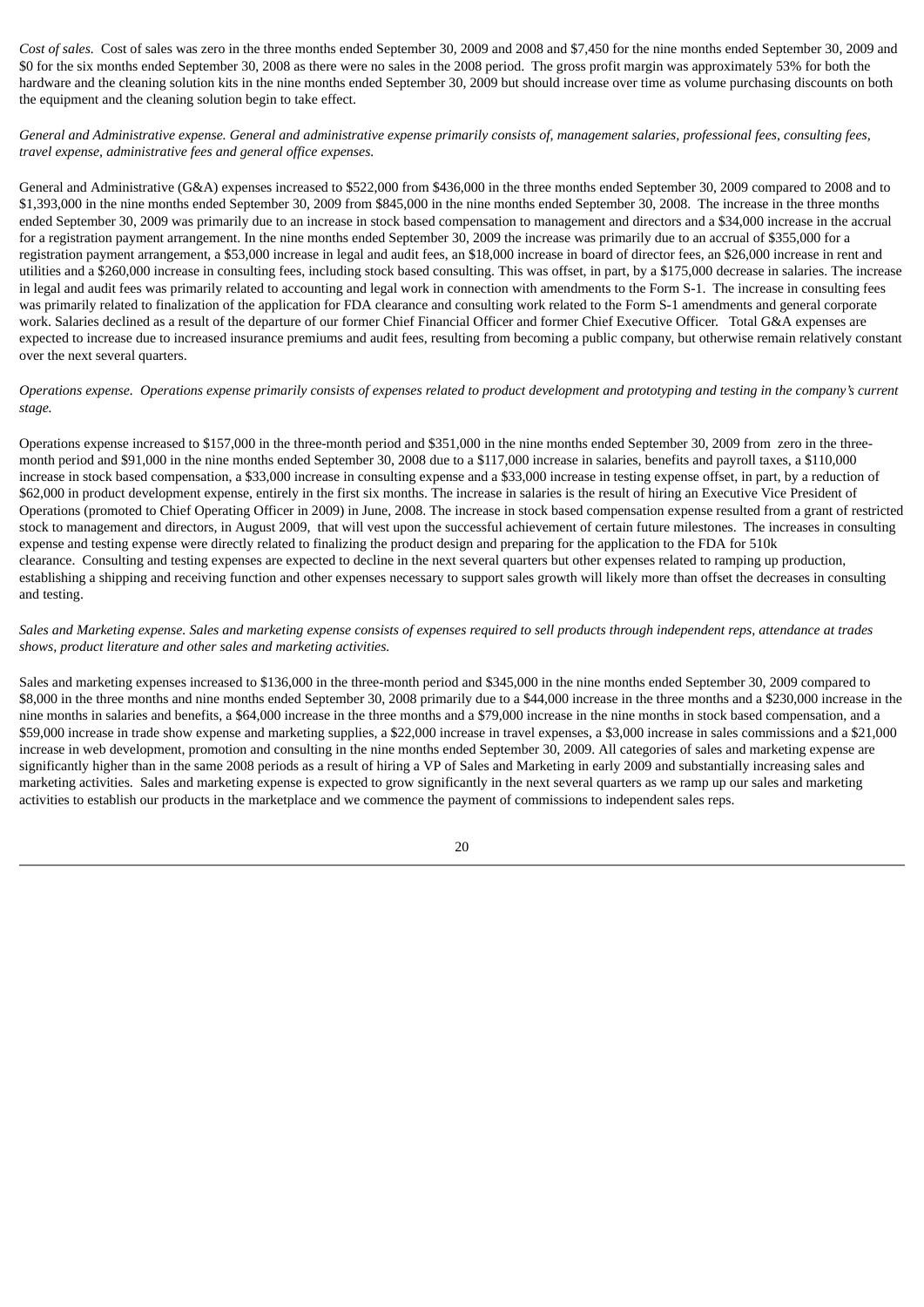*Cost of sales.* Cost of sales was zero in the three months ended September 30, 2009 and 2008 and $7,450 for the nine months ended September 30, 2009 and $0 for the six months ended September 30, 2008 as there were no sales in the 2008 period. The gross profit margin was approximately 53% for both the hardware and the cleaning solution kits in the nine months ended September 30, 2009 but should increase over time as volume purchasing discounts on both the equipment and the cleaning solution begin to take effect.

*General and Administrative expense. General and administrative expense primarily consists of, management salaries, professional fees, consulting fees, travel expense, administrative fees and general office expenses.*

General and Administrative (G&A) expenses increased to $522,000 from $436,000 in the three months ended September 30, 2009 compared to 2008 and to $1,393,000 in the nine months ended September 30, 2009 from $845,000 in the nine months ended September 30, 2008. The increase in the three months ended September 30, 2009 was primarily due to an increase in stock based compensation to management and directors and a $34,000 increase in the accrual for a registration payment arrangement. In the nine months ended September 30, 2009 the increase was primarily due to an accrual of $355,000 for a registration payment arrangement, a $53,000 increase in legal and audit fees, an $18,000 increase in board of director fees, an $26,000 increase in rent and utilities and a $260,000 increase in consulting fees, including stock based consulting. This was offset, in part, by a $175,000 decrease in salaries. The increase in legal and audit fees was primarily related to accounting and legal work in connection with amendments to the Form S-1. The increase in consulting fees was primarily related to finalization of the application for FDA clearance and consulting work related to the Form S-1 amendments and general corporate work. Salaries declined as a result of the departure of our former Chief Financial Officer and former Chief Executive Officer. Total G&A expenses are expected to increase due to increased insurance premiums and audit fees, resulting from becoming a public company, but otherwise remain relatively constant over the next several quarters.

*Operations expense. Operations expense primarily consists of expenses related to product development and prototyping and testing in the company's current stage.*

Operations expense increased to $157,000 in the three-month period and $351,000 in the nine months ended September 30, 2009 from zero in the three-month period and $91,000 in the nine months ended September 30, 2008 due to a $117,000 increase in salaries, benefits and payroll taxes, a $110,000 increase in stock based compensation, a $33,000 increase in consulting expense and a $33,000 increase in testing expense offset, in part, by a reduction of $62,000 in product development expense, entirely in the first six months. The increase in salaries is the result of hiring an Executive Vice President of Operations (promoted to Chief Operating Officer in 2009) in June, 2008. The increase in stock based compensation expense resulted from a grant of restricted stock to management and directors, in August 2009, that will vest upon the successful achievement of certain future milestones. The increases in consulting expense and testing expense were directly related to finalizing the product design and preparing for the application to the FDA for 510k clearance. Consulting and testing expenses are expected to decline in the next several quarters but other expenses related to ramping up production, establishing a shipping and receiving function and other expenses necessary to support sales growth will likely more than offset the decreases in consulting and testing.

*Sales and Marketing expense. Sales and marketing expense consists of expenses required to sell products through independent reps, attendance at trades shows, product literature and other sales and marketing activities.*

Sales and marketing expenses increased to $136,000 in the three-month period and $345,000 in the nine months ended September 30, 2009 compared to $8,000 in the three months and nine months ended September 30, 2008 primarily due to a $44,000 increase in the three months and a $230,000 increase in the nine months in salaries and benefits, a $64,000 increase in the three months and a $79,000 increase in the nine months in stock based compensation, and a $59,000 increase in trade show expense and marketing supplies, a $22,000 increase in travel expenses, a $3,000 increase in sales commissions and a $21,000 increase in web development, promotion and consulting in the nine months ended September 30, 2009. All categories of sales and marketing expense are significantly higher than in the same 2008 periods as a result of hiring a VP of Sales and Marketing in early 2009 and substantially increasing sales and marketing activities. Sales and marketing expense is expected to grow significantly in the next several quarters as we ramp up our sales and marketing activities to establish our products in the marketplace and we commence the payment of commissions to independent sales reps.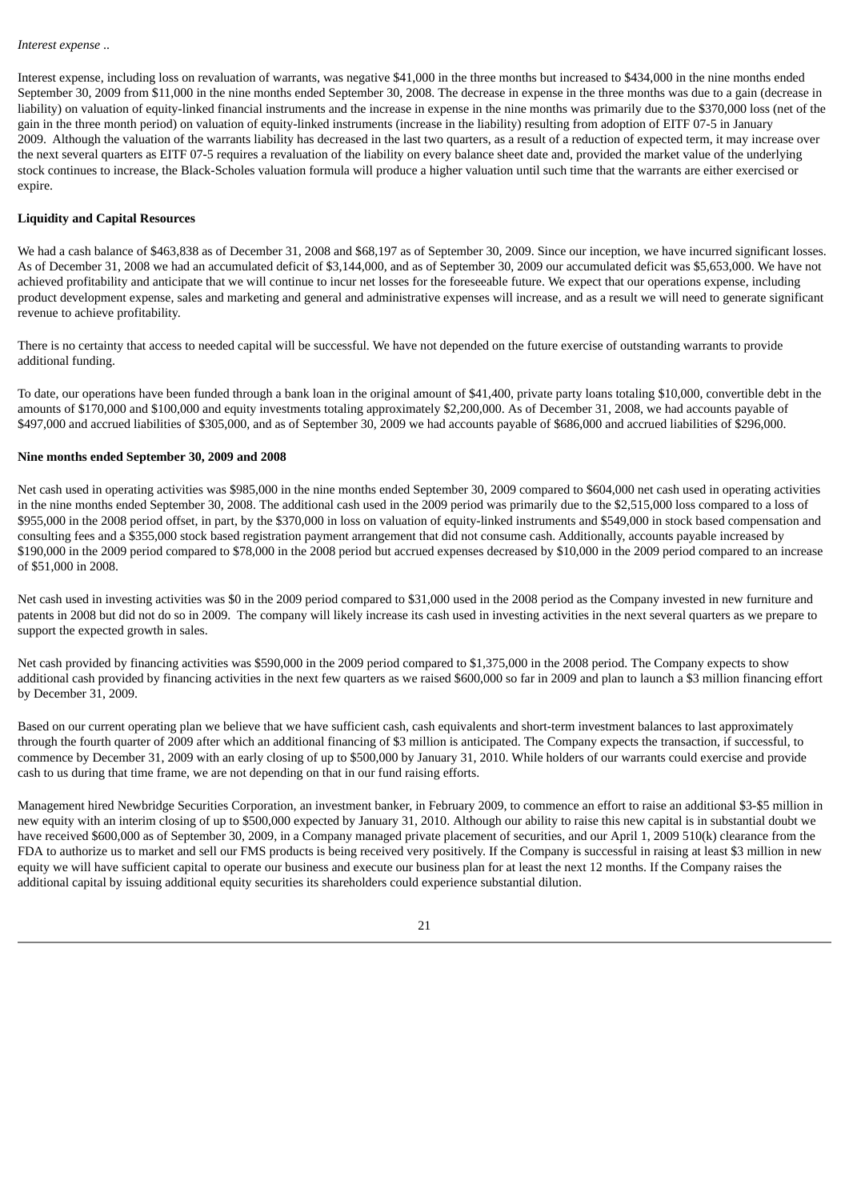*Interest expense ..*

Interest expense, including loss on revaluation of warrants, was negative $41,000 in the three months but increased to $434,000 in the nine months ended September 30, 2009 from $11,000 in the nine months ended September 30, 2008. The decrease in expense in the three months was due to a gain (decrease in liability) on valuation of equity-linked financial instruments and the increase in expense in the nine months was primarily due to the $370,000 loss (net of the gain in the three month period) on valuation of equity-linked instruments (increase in the liability) resulting from adoption of EITF 07-5 in January 2009. Although the valuation of the warrants liability has decreased in the last two quarters, as a result of a reduction of expected term, it may increase over the next several quarters as EITF 07-5 requires a revaluation of the liability on every balance sheet date and, provided the market value of the underlying stock continues to increase, the Black-Scholes valuation formula will produce a higher valuation until such time that the warrants are either exercised or expire.

**Liquidity and Capital Resources**

We had a cash balance of $463,838 as of December 31, 2008 and $68,197 as of September 30, 2009. Since our inception, we have incurred significant losses. As of December 31, 2008 we had an accumulated deficit of $3,144,000, and as of September 30, 2009 our accumulated deficit was $5,653,000. We have not achieved profitability and anticipate that we will continue to incur net losses for the foreseeable future. We expect that our operations expense, including product development expense, sales and marketing and general and administrative expenses will increase, and as a result we will need to generate significant revenue to achieve profitability.

There is no certainty that access to needed capital will be successful. We have not depended on the future exercise of outstanding warrants to provide additional funding.

To date, our operations have been funded through a bank loan in the original amount of $41,400, private party loans totaling $10,000, convertible debt in the amounts of $170,000 and $100,000 and equity investments totaling approximately $2,200,000. As of December 31, 2008, we had accounts payable of $497,000 and accrued liabilities of $305,000, and as of September 30, 2009 we had accounts payable of $686,000 and accrued liabilities of $296,000.

**Nine months ended September 30, 2009 and 2008**

Net cash used in operating activities was $985,000 in the nine months ended September 30, 2009 compared to $604,000 net cash used in operating activities in the nine months ended September 30, 2008. The additional cash used in the 2009 period was primarily due to the $2,515,000 loss compared to a loss of $955,000 in the 2008 period offset, in part, by the $370,000 in loss on valuation of equity-linked instruments and $549,000 in stock based compensation and consulting fees and a $355,000 stock based registration payment arrangement that did not consume cash. Additionally, accounts payable increased by $190,000 in the 2009 period compared to $78,000 in the 2008 period but accrued expenses decreased by $10,000 in the 2009 period compared to an increase of $51,000 in 2008.

Net cash used in investing activities was $0 in the 2009 period compared to $31,000 used in the 2008 period as the Company invested in new furniture and patents in 2008 but did not do so in 2009. The company will likely increase its cash used in investing activities in the next several quarters as we prepare to support the expected growth in sales.

Net cash provided by financing activities was $590,000 in the 2009 period compared to $1,375,000 in the 2008 period. The Company expects to show additional cash provided by financing activities in the next few quarters as we raised $600,000 so far in 2009 and plan to launch a $3 million financing effort by December 31, 2009.

Based on our current operating plan we believe that we have sufficient cash, cash equivalents and short-term investment balances to last approximately through the fourth quarter of 2009 after which an additional financing of $3 million is anticipated. The Company expects the transaction, if successful, to commence by December 31, 2009 with an early closing of up to $500,000 by January 31, 2010. While holders of our warrants could exercise and provide cash to us during that time frame, we are not depending on that in our fund raising efforts.

Management hired Newbridge Securities Corporation, an investment banker, in February 2009, to commence an effort to raise an additional $3-$5 million in new equity with an interim closing of up to $500,000 expected by January 31, 2010. Although our ability to raise this new capital is in substantial doubt we have received $600,000 as of September 30, 2009, in a Company managed private placement of securities, and our April 1, 2009 510(k) clearance from the FDA to authorize us to market and sell our FMS products is being received very positively. If the Company is successful in raising at least $3 million in new equity we will have sufficient capital to operate our business and execute our business plan for at least the next 12 months. If the Company raises the additional capital by issuing additional equity securities its shareholders could experience substantial dilution.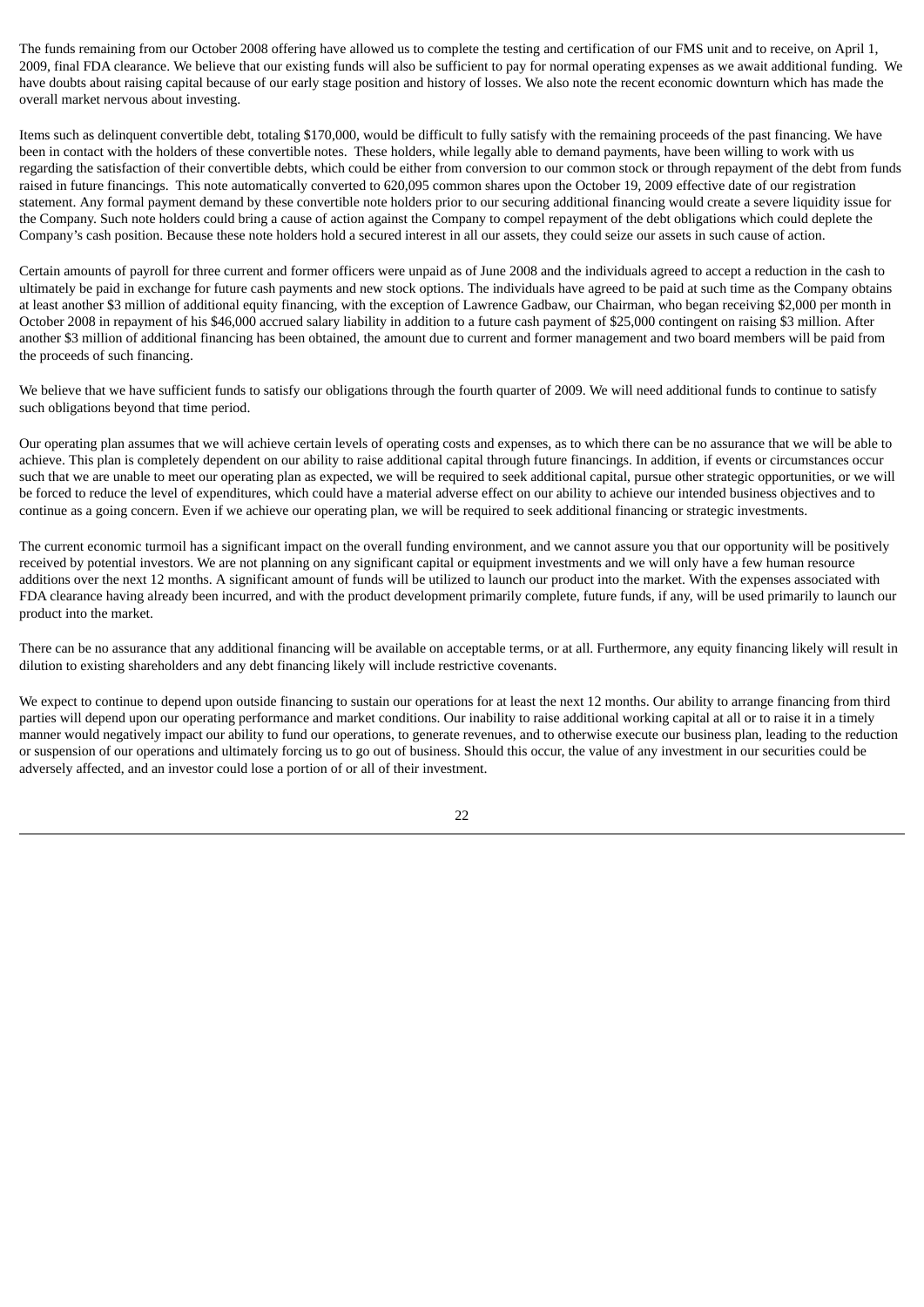The funds remaining from our October 2008 offering have allowed us to complete the testing and certification of our FMS unit and to receive, on April 1, 2009, final FDA clearance. We believe that our existing funds will also be sufficient to pay for normal operating expenses as we await additional funding. We have doubts about raising capital because of our early stage position and history of losses. We also note the recent economic downturn which has made the overall market nervous about investing.

Items such as delinquent convertible debt, totaling $170,000, would be difficult to fully satisfy with the remaining proceeds of the past financing. We have been in contact with the holders of these convertible notes. These holders, while legally able to demand payments, have been willing to work with us regarding the satisfaction of their convertible debts, which could be either from conversion to our common stock or through repayment of the debt from funds raised in future financings. This note automatically converted to 620,095 common shares upon the October 19, 2009 effective date of our registration statement. Any formal payment demand by these convertible note holders prior to our securing additional financing would create a severe liquidity issue for the Company. Such note holders could bring a cause of action against the Company to compel repayment of the debt obligations which could deplete the Company's cash position. Because these note holders hold a secured interest in all our assets, they could seize our assets in such cause of action.

Certain amounts of payroll for three current and former officers were unpaid as of June 2008 and the individuals agreed to accept a reduction in the cash to ultimately be paid in exchange for future cash payments and new stock options. The individuals have agreed to be paid at such time as the Company obtains at least another $3 million of additional equity financing, with the exception of Lawrence Gadbaw, our Chairman, who began receiving $2,000 per month in October 2008 in repayment of his $46,000 accrued salary liability in addition to a future cash payment of $25,000 contingent on raising $3 million. After another $3 million of additional financing has been obtained, the amount due to current and former management and two board members will be paid from the proceeds of such financing.

We believe that we have sufficient funds to satisfy our obligations through the fourth quarter of 2009. We will need additional funds to continue to satisfy such obligations beyond that time period.

Our operating plan assumes that we will achieve certain levels of operating costs and expenses, as to which there can be no assurance that we will be able to achieve. This plan is completely dependent on our ability to raise additional capital through future financings. In addition, if events or circumstances occur such that we are unable to meet our operating plan as expected, we will be required to seek additional capital, pursue other strategic opportunities, or we will be forced to reduce the level of expenditures, which could have a material adverse effect on our ability to achieve our intended business objectives and to continue as a going concern. Even if we achieve our operating plan, we will be required to seek additional financing or strategic investments.

The current economic turmoil has a significant impact on the overall funding environment, and we cannot assure you that our opportunity will be positively received by potential investors. We are not planning on any significant capital or equipment investments and we will only have a few human resource additions over the next 12 months. A significant amount of funds will be utilized to launch our product into the market. With the expenses associated with FDA clearance having already been incurred, and with the product development primarily complete, future funds, if any, will be used primarily to launch our product into the market.

There can be no assurance that any additional financing will be available on acceptable terms, or at all. Furthermore, any equity financing likely will result in dilution to existing shareholders and any debt financing likely will include restrictive covenants.

We expect to continue to depend upon outside financing to sustain our operations for at least the next 12 months. Our ability to arrange financing from third parties will depend upon our operating performance and market conditions. Our inability to raise additional working capital at all or to raise it in a timely manner would negatively impact our ability to fund our operations, to generate revenues, and to otherwise execute our business plan, leading to the reduction or suspension of our operations and ultimately forcing us to go out of business. Should this occur, the value of any investment in our securities could be adversely affected, and an investor could lose a portion of or all of their investment.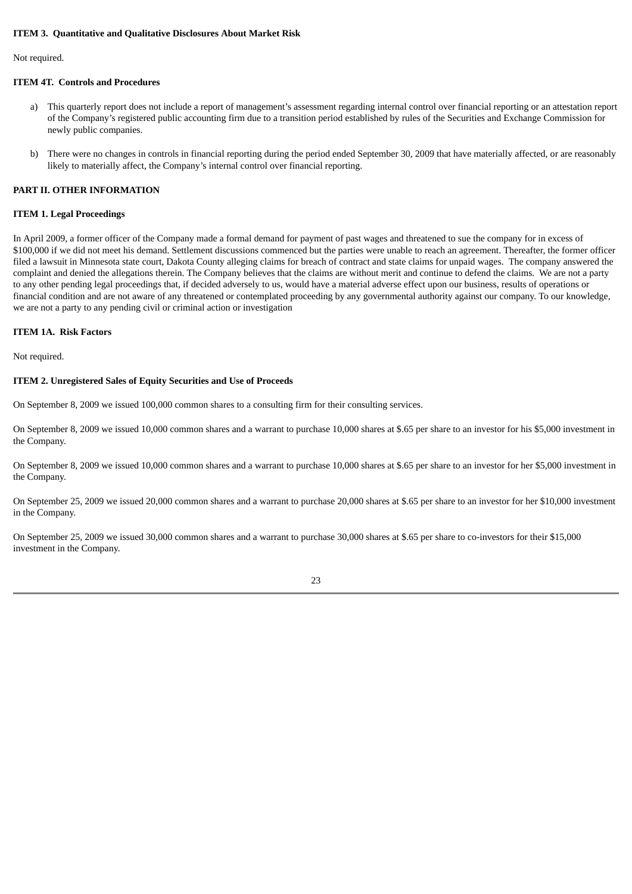**ITEM 3. Quantitative and Qualitative Disclosures About Market Risk**

Not required.

**ITEM 4T. Controls and Procedures**

a) This quarterly report does not include a report of management's assessment regarding internal control over financial reporting or an attestation report of the Company's registered public accounting firm due to a transition period established by rules of the Securities and Exchange Commission for newly public companies.

b) There were no changes in controls in financial reporting during the period ended September 30, 2009 that have materially affected, or are reasonably likely to materially affect, the Company's internal control over financial reporting.

**PART II. OTHER INFORMATION**

**ITEM 1. Legal Proceedings**

In April 2009, a former officer of the Company made a formal demand for payment of past wages and threatened to sue the company for in excess of $100,000 if we did not meet his demand. Settlement discussions commenced but the parties were unable to reach an agreement. Thereafter, the former officer filed a lawsuit in Minnesota state court, Dakota County alleging claims for breach of contract and state claims for unpaid wages. The company answered the complaint and denied the allegations therein. The Company believes that the claims are without merit and continue to defend the claims. We are not a party to any other pending legal proceedings that, if decided adversely to us, would have a material adverse effect upon our business, results of operations or financial condition and are not aware of any threatened or contemplated proceeding by any governmental authority against our company. To our knowledge, we are not a party to any pending civil or criminal action or investigation

**ITEM 1A. Risk Factors**

Not required.

**ITEM 2. Unregistered Sales of Equity Securities and Use of Proceeds**

On September 8, 2009 we issued 100,000 common shares to a consulting firm for their consulting services.

On September 8, 2009 we issued 10,000 common shares and a warrant to purchase 10,000 shares at $.65 per share to an investor for his $5,000 investment in the Company.

On September 8, 2009 we issued 10,000 common shares and a warrant to purchase 10,000 shares at $.65 per share to an investor for her $5,000 investment in the Company.

On September 25, 2009 we issued 20,000 common shares and a warrant to purchase 20,000 shares at $.65 per share to an investor for her $10,000 investment in the Company.

On September 25, 2009 we issued 30,000 common shares and a warrant to purchase 30,000 shares at $.65 per share to co-investors for their $15,000 investment in the Company.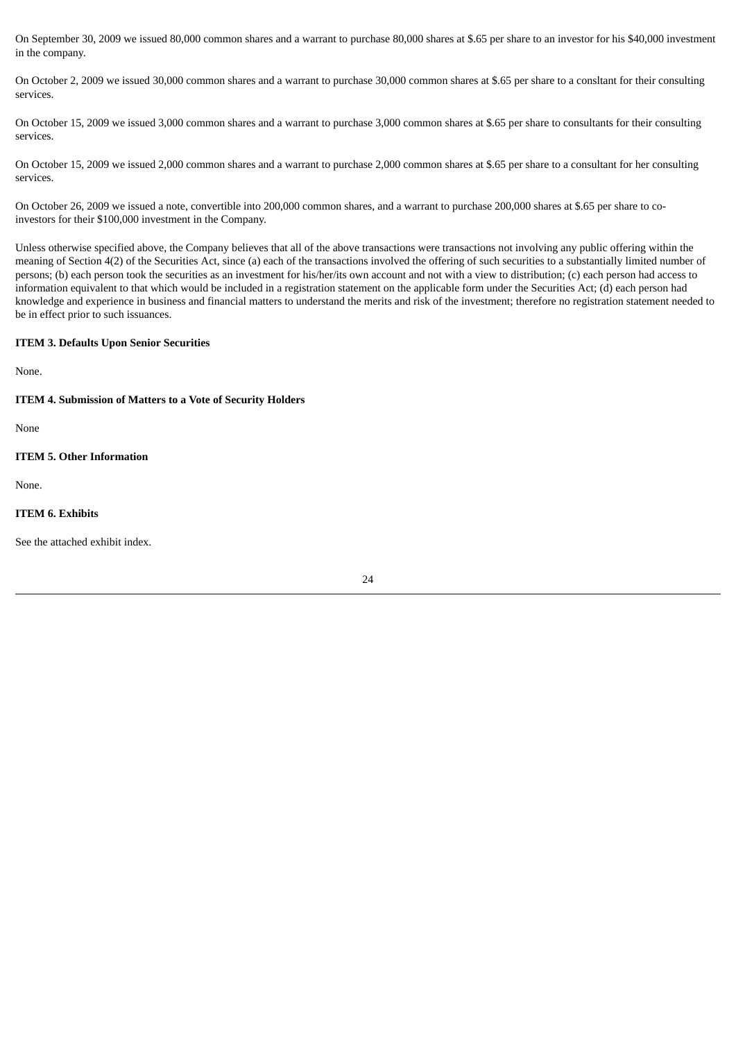On September 30, 2009 we issued 80,000 common shares and a warrant to purchase 80,000 shares at $.65 per share to an investor for his $40,000 investment in the company.

On October 2, 2009 we issued 30,000 common shares and a warrant to purchase 30,000 common shares at $.65 per share to a consltant for their consulting services.

On October 15, 2009 we issued 3,000 common shares and a warrant to purchase 3,000 common shares at $.65 per share to consultants for their consulting services.

On October 15, 2009 we issued 2,000 common shares and a warrant to purchase 2,000 common shares at $.65 per share to a consultant for her consulting services.

On October 26, 2009 we issued a note, convertible into 200,000 common shares, and a warrant to purchase 200,000 shares at $.65 per share to co-investors for their $100,000 investment in the Company.

Unless otherwise specified above, the Company believes that all of the above transactions were transactions not involving any public offering within the meaning of Section 4(2) of the Securities Act, since (a) each of the transactions involved the offering of such securities to a substantially limited number of persons; (b) each person took the securities as an investment for his/her/its own account and not with a view to distribution; (c) each person had access to information equivalent to that which would be included in a registration statement on the applicable form under the Securities Act; (d) each person had knowledge and experience in business and financial matters to understand the merits and risk of the investment; therefore no registration statement needed to be in effect prior to such issuances.

**ITEM 3. Defaults Upon Senior Securities**

None.

**ITEM 4. Submission of Matters to a Vote of Security Holders**

None

**ITEM 5. Other Information**

None.

**ITEM 6. Exhibits**

See the attached exhibit index.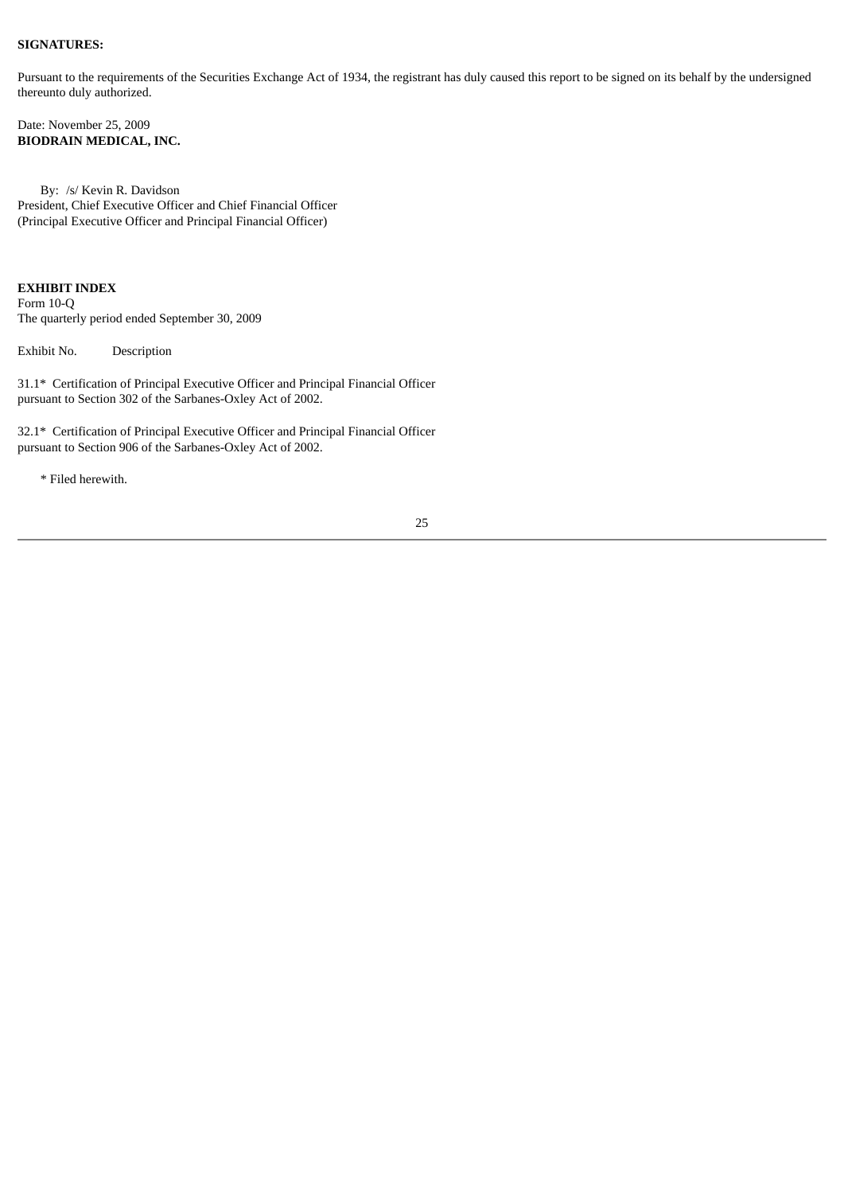**SIGNATURES:**

Pursuant to the requirements of the Securities Exchange Act of 1934, the registrant has duly caused this report to be signed on its behalf by the undersigned thereunto duly authorized.

Date: November 25, 2009
**BIODRAIN MEDICAL, INC.**

By: /s/ Kevin R. Davidson
President, Chief Executive Officer and Chief Financial Officer
(Principal Executive Officer and Principal Financial Officer)

**EXHIBIT INDEX**
Form 10-Q
The quarterly period ended September 30, 2009

| Exhibit No. | Description |
|---|---|
| 31.1* | Certification of Principal Executive Officer and Principal Financial Officer pursuant to Section 302 of the Sarbanes-Oxley Act of 2002. |
| 32.1* | Certification of Principal Executive Officer and Principal Financial Officer pursuant to Section 906 of the Sarbanes-Oxley Act of 2002. |

\* Filed herewith.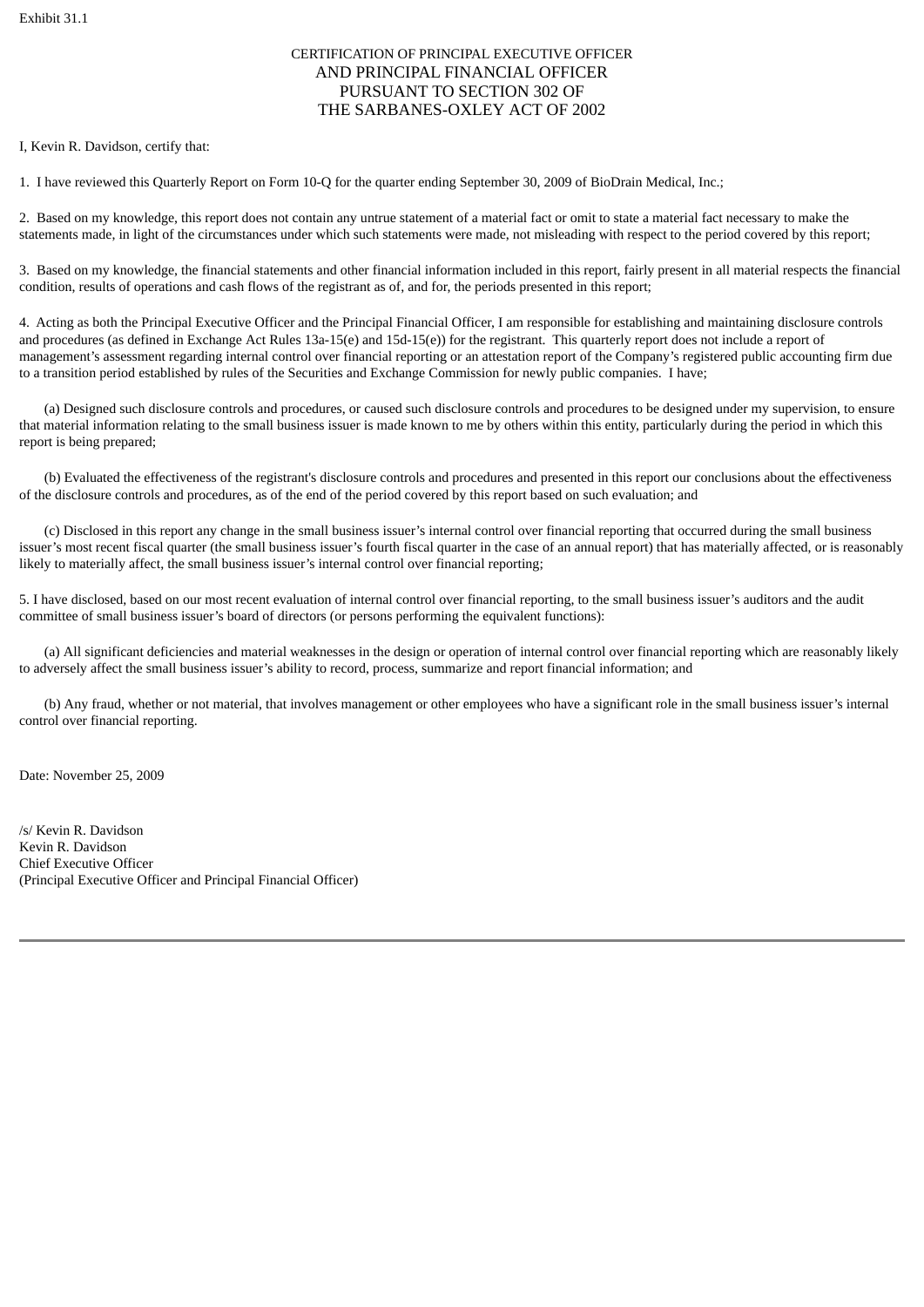Exhibit 31.1

# CERTIFICATION OF PRINCIPAL EXECUTIVE OFFICER AND PRINCIPAL FINANCIAL OFFICER PURSUANT TO SECTION 302 OF THE SARBANES-OXLEY ACT OF 2002

I, Kevin R. Davidson, certify that:

1. I have reviewed this Quarterly Report on Form 10-Q for the quarter ending September 30, 2009 of BioDrain Medical, Inc.;

2. Based on my knowledge, this report does not contain any untrue statement of a material fact or omit to state a material fact necessary to make the statements made, in light of the circumstances under which such statements were made, not misleading with respect to the period covered by this report;

3. Based on my knowledge, the financial statements and other financial information included in this report, fairly present in all material respects the financial condition, results of operations and cash flows of the registrant as of, and for, the periods presented in this report;

4. Acting as both the Principal Executive Officer and the Principal Financial Officer, I am responsible for establishing and maintaining disclosure controls and procedures (as defined in Exchange Act Rules 13a-15(e) and 15d-15(e)) for the registrant. This quarterly report does not include a report of management's assessment regarding internal control over financial reporting or an attestation report of the Company's registered public accounting firm due to a transition period established by rules of the Securities and Exchange Commission for newly public companies. I have;

(a) Designed such disclosure controls and procedures, or caused such disclosure controls and procedures to be designed under my supervision, to ensure that material information relating to the small business issuer is made known to me by others within this entity, particularly during the period in which this report is being prepared;

(b) Evaluated the effectiveness of the registrant's disclosure controls and procedures and presented in this report our conclusions about the effectiveness of the disclosure controls and procedures, as of the end of the period covered by this report based on such evaluation; and

(c) Disclosed in this report any change in the small business issuer's internal control over financial reporting that occurred during the small business issuer's most recent fiscal quarter (the small business issuer's fourth fiscal quarter in the case of an annual report) that has materially affected, or is reasonably likely to materially affect, the small business issuer's internal control over financial reporting;

5. I have disclosed, based on our most recent evaluation of internal control over financial reporting, to the small business issuer's auditors and the audit committee of small business issuer's board of directors (or persons performing the equivalent functions):

(a) All significant deficiencies and material weaknesses in the design or operation of internal control over financial reporting which are reasonably likely to adversely affect the small business issuer's ability to record, process, summarize and report financial information; and

(b) Any fraud, whether or not material, that involves management or other employees who have a significant role in the small business issuer's internal control over financial reporting.

Date: November 25, 2009

/s/ Kevin R. Davidson
Kevin R. Davidson
Chief Executive Officer
(Principal Executive Officer and Principal Financial Officer)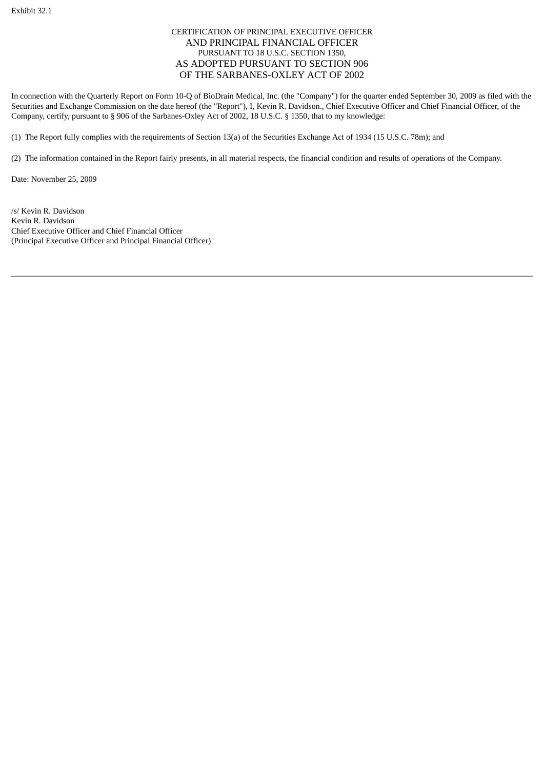Exhibit 32.1

# CERTIFICATION OF PRINCIPAL EXECUTIVE OFFICER AND PRINCIPAL FINANCIAL OFFICER PURSUANT TO 18 U.S.C. SECTION 1350, AS ADOPTED PURSUANT TO SECTION 906 OF THE SARBANES-OXLEY ACT OF 2002

In connection with the Quarterly Report on Form 10-Q of BioDrain Medical, Inc. (the "Company") for the quarter ended September 30, 2009 as filed with the Securities and Exchange Commission on the date hereof (the "Report"), I, Kevin R. Davidson., Chief Executive Officer and Chief Financial Officer, of the Company, certify, pursuant to § 906 of the Sarbanes-Oxley Act of 2002, 18 U.S.C. § 1350, that to my knowledge:

(1) The Report fully complies with the requirements of Section 13(a) of the Securities Exchange Act of 1934 (15 U.S.C. 78m); and

(2) The information contained in the Report fairly presents, in all material respects, the financial condition and results of operations of the Company.

Date: November 25, 2009

/s/ Kevin R. Davidson
Kevin R. Davidson
Chief Executive Officer and Chief Financial Officer
(Principal Executive Officer and Principal Financial Officer)